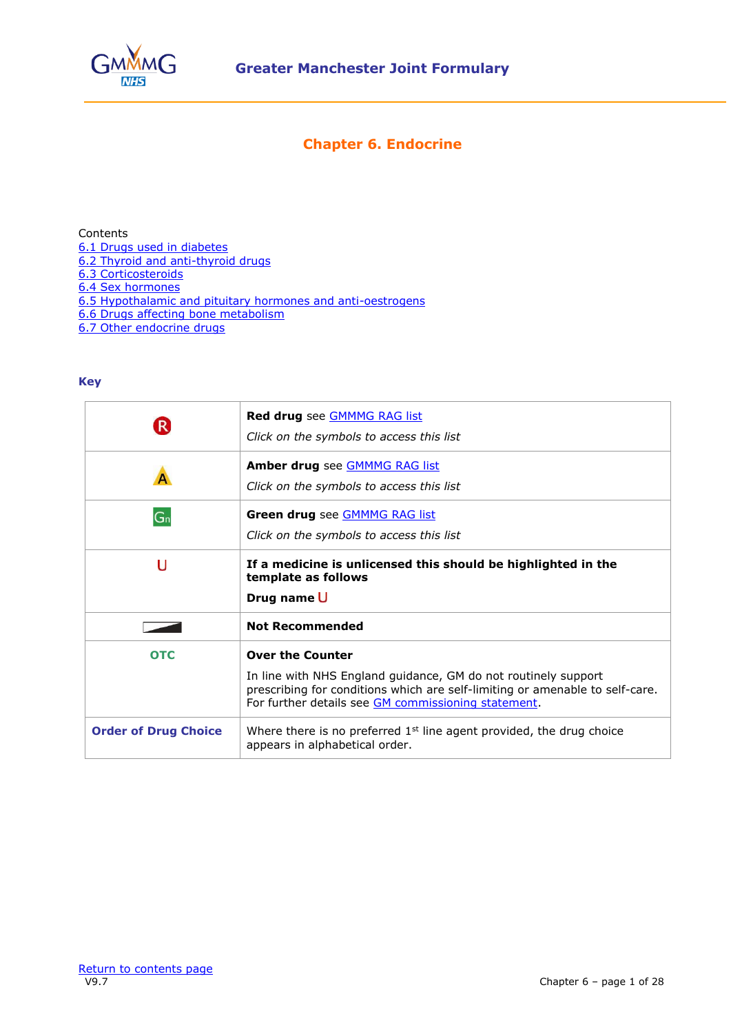# Greater Manchester Joint Formulary

## Chapter 6. Endocrine

Contents

- 6.1 Drugs used in diabetes
- 6.2 Thyroid and anti-thyroid drugs
- 6.3 Corticosteroids
- 6.4 Sex hormones
- 6.5 Hypothalamic and pituitary hormones and anti-oestrogens
- 6.6 Drugs affecting bone metabolism
- 6.7 Other endocrine drugs

### Key

| | |
|---|---|
| R | **Red drug** see GMMMG RAG list<br>*Click on the symbols to access this list* |
| A | **Amber drug** see GMMMG RAG list<br>*Click on the symbols to access this list* |
| Gn | **Green drug** see GMMMG RAG list<br>*Click on the symbols to access this list* |
| U | **If a medicine is unlicensed this should be highlighted in the template as follows**<br>**Drug name U** |
| | **Not Recommended** |
| OTC | **Over the Counter**<br>In line with NHS England guidance, GM do not routinely support prescribing for conditions which are self-limiting or amenable to self-care. For further details see GM commissioning statement. |
| **Order of Drug Choice** | Where there is no preferred 1st line agent provided, the drug choice appears in alphabetical order. |

Return to contents page
V9.7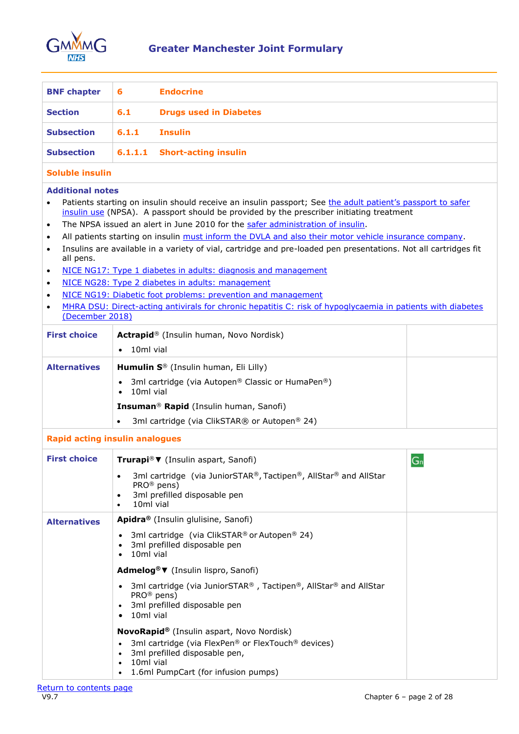| BNF chapter | 6 | Endocrine |
|---|---|---|
| Section | 6.1 | Drugs used in Diabetes |
| Subsection | 6.1.1 | Insulin |
| Subsection | 6.1.1.1 | Short-acting insulin |

**Soluble insulin**

**Additional notes**

- Patients starting on insulin should receive an insulin passport; See the adult patient's passport to safer insulin use (NPSA). A passport should be provided by the prescriber initiating treatment
- The NPSA issued an alert in June 2010 for the safer administration of insulin.
- All patients starting on insulin must inform the DVLA and also their motor vehicle insurance company.
- Insulins are available in a variety of vial, cartridge and pre-loaded pen presentations. Not all cartridges fit all pens.
- NICE NG17: Type 1 diabetes in adults: diagnosis and management
- NICE NG28: Type 2 diabetes in adults: management
- NICE NG19: Diabetic foot problems: prevention and management
- MHRA DSU: Direct-acting antivirals for chronic hepatitis C: risk of hypoglycaemia in patients with diabetes (December 2018)

| | | |
|---|---|---|
| **First choice** | **Actrapid**® (Insulin human, Novo Nordisk)<br>• 10ml vial | |
| **Alternatives** | **Humulin S**® (Insulin human, Eli Lilly)<br>• 3ml cartridge (via Autopen® Classic or HumaPen®)<br>• 10ml vial<br><br>**Insuman**® **Rapid** (Insulin human, Sanofi)<br>• 3ml cartridge (via ClikSTAR® or Autopen® 24) | |

**Rapid acting insulin analogues**

| | | |
|---|---|---|
| **First choice** | **Trurapi**®▼ (Insulin aspart, Sanofi)<br>• 3ml cartridge (via JuniorSTAR®, Tactipen®, AllStar® and AllStar PRO® pens)<br>• 3ml prefilled disposable pen<br>• 10ml vial | Gn |
| **Alternatives** | **Apidra**® (Insulin glulisine, Sanofi)<br>• 3ml cartridge (via ClikSTAR® or Autopen® 24)<br>• 3ml prefilled disposable pen<br>• 10ml vial<br><br>**Admelog**®▼ (Insulin lispro, Sanofi)<br>• 3ml cartridge (via JuniorSTAR®, Tactipen®, AllStar® and AllStar PRO® pens)<br>• 3ml prefilled disposable pen<br>• 10ml vial<br><br>**NovoRapid**® (Insulin aspart, Novo Nordisk)<br>• 3ml cartridge (via FlexPen® or FlexTouch® devices)<br>• 3ml prefilled disposable pen,<br>• 10ml vial<br>• 1.6ml PumpCart (for infusion pumps) | |

Return to contents page

V9.7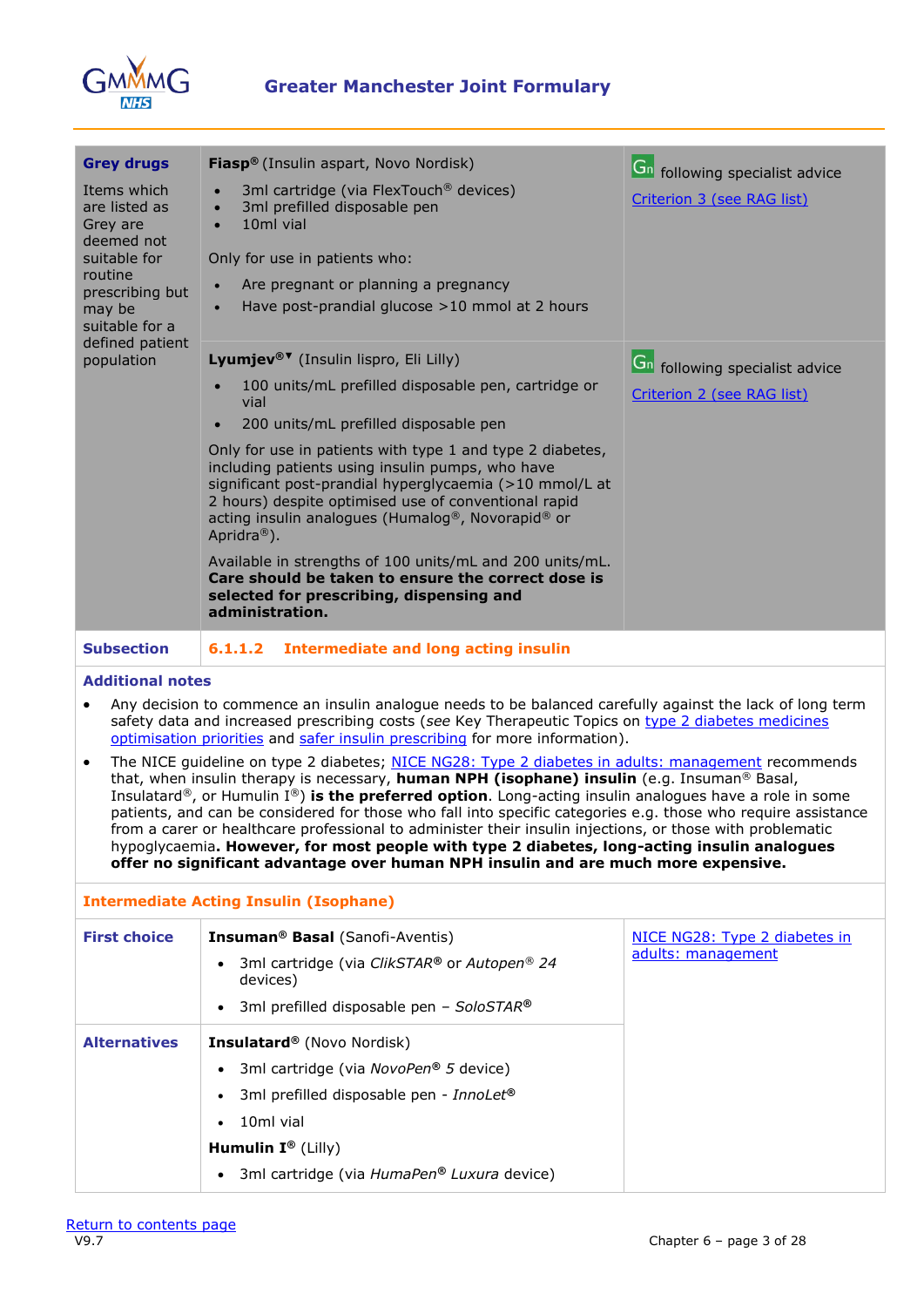| | | |
|---|---|---|
| **Grey drugs** Items which are listed as Grey are deemed not suitable for routine prescribing but may be suitable for a defined patient population | **Fiasp®** (Insulin aspart, Novo Nordisk) <br>• 3ml cartridge (via FlexTouch® devices) <br>• 3ml prefilled disposable pen <br>• 10ml vial <br><br>Only for use in patients who: <br>• Are pregnant or planning a pregnancy <br>• Have post-prandial glucose >10 mmol at 2 hours | Gn following specialist advice <br>Criterion 3 (see RAG list) |
| | **Lyumjev®▼** (Insulin lispro, Eli Lilly) <br>• 100 units/mL prefilled disposable pen, cartridge or vial <br>• 200 units/mL prefilled disposable pen <br><br>Only for use in patients with type 1 and type 2 diabetes, including patients using insulin pumps, who have significant post-prandial hyperglycaemia (>10 mmol/L at 2 hours) despite optimised use of conventional rapid acting insulin analogues (Humalog®, Novorapid® or Apridra®). <br><br>Available in strengths of 100 units/mL and 200 units/mL. **Care should be taken to ensure the correct dose is selected for prescribing, dispensing and administration.** | Gn following specialist advice <br>Criterion 2 (see RAG list) |
| **Subsection** | **6.1.1.2 Intermediate and long acting insulin** | |

**Additional notes**

- Any decision to commence an insulin analogue needs to be balanced carefully against the lack of long term safety data and increased prescribing costs (*see* Key Therapeutic Topics on type 2 diabetes medicines optimisation priorities and safer insulin prescribing for more information).
- The NICE guideline on type 2 diabetes; NICE NG28: Type 2 diabetes in adults: management recommends that, when insulin therapy is necessary, **human NPH (isophane) insulin** (e.g. Insuman® Basal, Insulatard®, or Humulin I®) **is the preferred option**. Long-acting insulin analogues have a role in some patients, and can be considered for those who fall into specific categories e.g. those who require assistance from a carer or healthcare professional to administer their insulin injections, or those with problematic hypoglycaemia. **However, for most people with type 2 diabetes, long-acting insulin analogues offer no significant advantage over human NPH insulin and are much more expensive.**

**Intermediate Acting Insulin (Isophane)**

| | | |
|---|---|---|
| **First choice** | **Insuman® Basal** (Sanofi-Aventis) <br>• 3ml cartridge (via *ClikSTAR®* or *Autopen® 24* devices) <br>• 3ml prefilled disposable pen – *SoloSTAR®* | NICE NG28: Type 2 diabetes in adults: management |
| **Alternatives** | **Insulatard®** (Novo Nordisk) <br>• 3ml cartridge (via *NovoPen® 5* device) <br>• 3ml prefilled disposable pen - *InnoLet®* <br>• 10ml vial <br><br>**Humulin I®** (Lilly) <br>• 3ml cartridge (via *HumaPen® Luxura* device) | |

Return to contents page
V9.7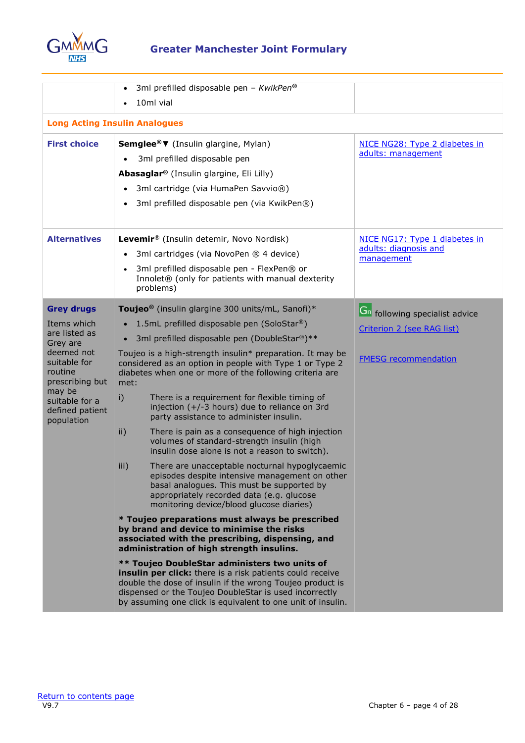| | | |
|---|---|---|
| | • 3ml prefilled disposable pen – *KwikPen®*<br>• 10ml vial | |
| **Long Acting Insulin Analogues** | | |
| **First choice** | **Semglee®▼** (Insulin glargine, Mylan)<br>• 3ml prefilled disposable pen<br>**Abasaglar®** (Insulin glargine, Eli Lilly)<br>• 3ml cartridge (via HumaPen Savvio®)<br>• 3ml prefilled disposable pen (via KwikPen®) | NICE NG28: Type 2 diabetes in adults: management |
| **Alternatives** | **Levemir®** (Insulin detemir, Novo Nordisk)<br>• 3ml cartridges (via NovoPen ® 4 device)<br>• 3ml prefilled disposable pen - FlexPen® or Innolet® (only for patients with manual dexterity problems) | NICE NG17: Type 1 diabetes in adults: diagnosis and management |
| **Grey drugs**<br>Items which are listed as Grey are deemed not suitable for routine prescribing but may be suitable for a defined patient population | **Toujeo®** (insulin glargine 300 units/mL, Sanofi)*<br>• 1.5mL prefilled disposable pen (SoloStar®)<br>• 3ml prefilled disposable pen (DoubleStar®)**<br>Toujeo is a high-strength insulin* preparation. It may be considered as an option in people with Type 1 or Type 2 diabetes when one or more of the following criteria are met:<br>i) There is a requirement for flexible timing of injection (+/-3 hours) due to reliance on 3rd party assistance to administer insulin.<br>ii) There is pain as a consequence of high injection volumes of standard-strength insulin (high insulin dose alone is not a reason to switch).<br>iii) There are unacceptable nocturnal hypoglycaemic episodes despite intensive management on other basal analogues. This must be supported by appropriately recorded data (e.g. glucose monitoring device/blood glucose diaries)<br>**\* Toujeo preparations must always be prescribed by brand and device to minimise the risks associated with the prescribing, dispensing, and administration of high strength insulins.**<br>**\*\* Toujeo DoubleStar administers two units of insulin per click:** there is a risk patients could receive double the dose of insulin if the wrong Toujeo product is dispensed or the Toujeo DoubleStar is used incorrectly by assuming one click is equivalent to one unit of insulin. | Gn following specialist advice<br>Criterion 2 (see RAG list)<br>FMESG recommendation |

Return to contents page
V9.7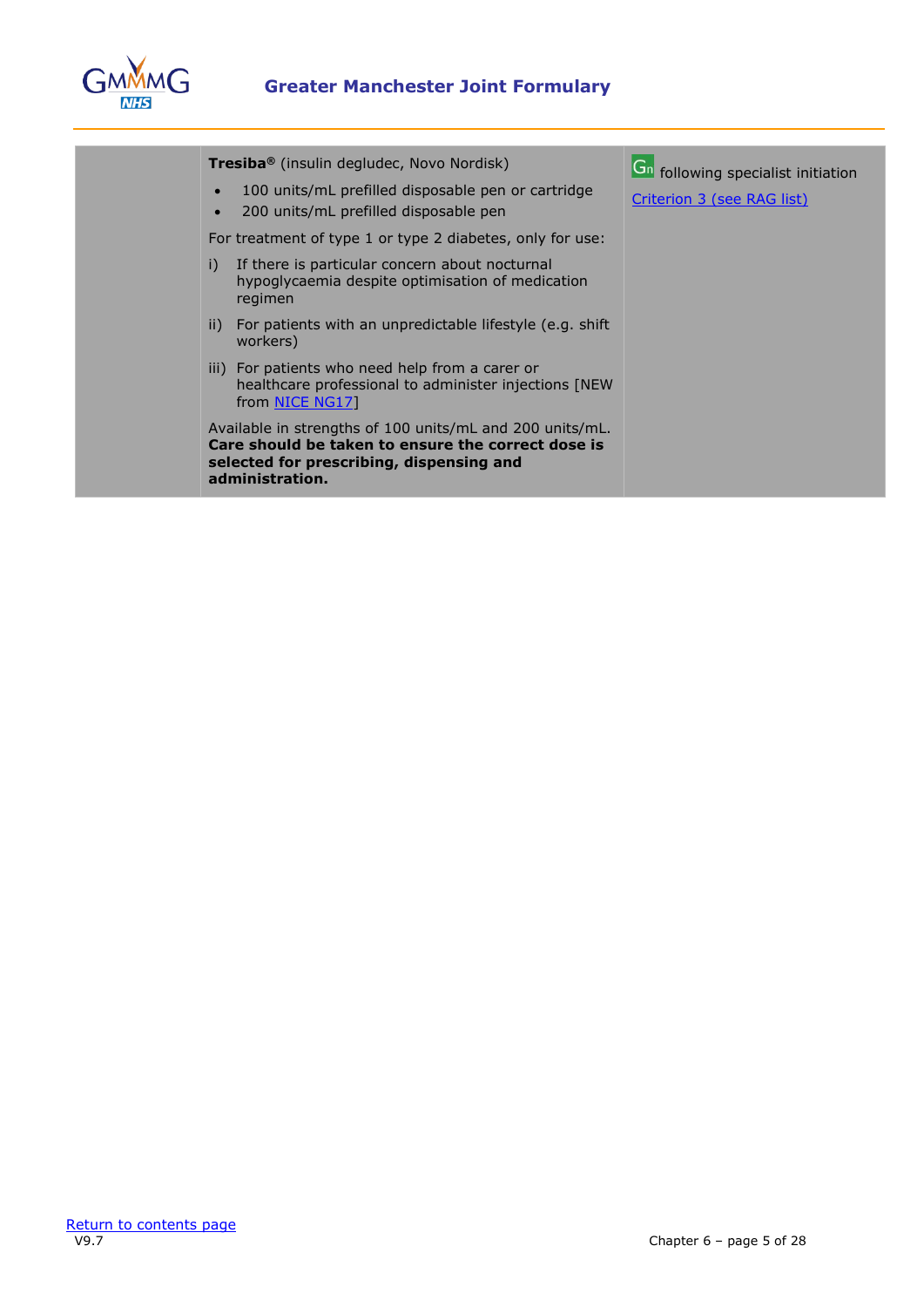| | | |
|---|---|---|
| | **Tresiba®** (insulin degludec, Novo Nordisk)<br>• 100 units/mL prefilled disposable pen or cartridge<br>• 200 units/mL prefilled disposable pen<br><br>For treatment of type 1 or type 2 diabetes, only for use:<br>i) If there is particular concern about nocturnal hypoglycaemia despite optimisation of medication regimen<br>ii) For patients with an unpredictable lifestyle (e.g. shift workers)<br>iii) For patients who need help from a carer or healthcare professional to administer injections [NEW from NICE NG17]<br><br>Available in strengths of 100 units/mL and 200 units/mL. **Care should be taken to ensure the correct dose is selected for prescribing, dispensing and administration.** | Gn following specialist initiation<br>Criterion 3 (see RAG list) |

Return to contents page
V9.7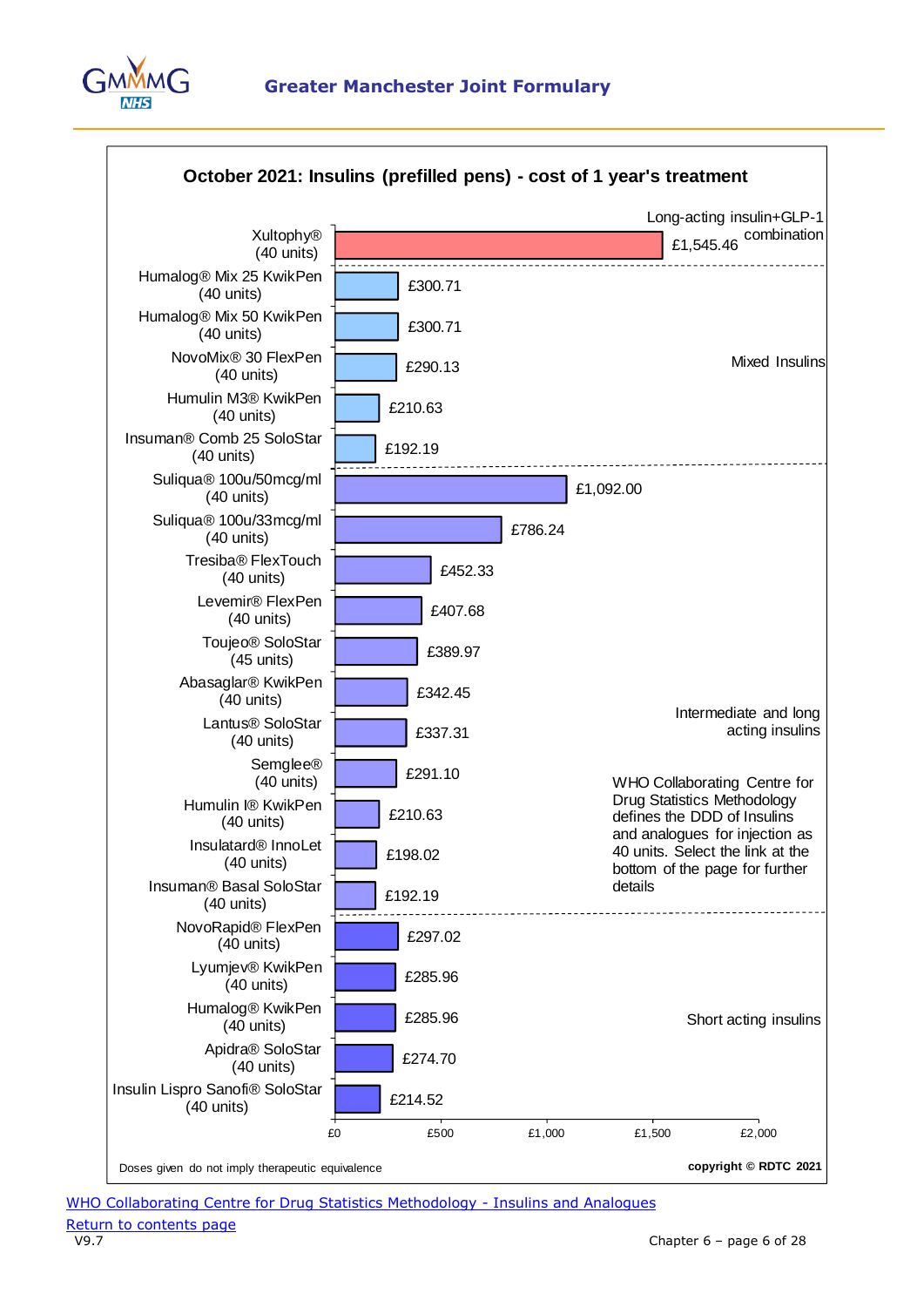## October 2021: Insulins (prefilled pens) - cost of 1 year's treatment

| Insulin | Category | Cost of 1 year's treatment |
|---|---|---|
| Xultophy® (40 units) | Long-acting insulin+GLP-1 combination | £1,545.46 |
| Humalog® Mix 25 KwikPen (40 units) | Mixed Insulins | £300.71 |
| Humalog® Mix 50 KwikPen (40 units) | Mixed Insulins | £300.71 |
| NovoMix® 30 FlexPen (40 units) | Mixed Insulins | £290.13 |
| Humulin M3® KwikPen (40 units) | Mixed Insulins | £210.63 |
| Insuman® Comb 25 SoloStar (40 units) | Mixed Insulins | £192.19 |
| Suliqua® 100u/50mcg/ml (40 units) | Intermediate and long acting insulins | £1,092.00 |
| Suliqua® 100u/33mcg/ml (40 units) | Intermediate and long acting insulins | £786.24 |
| Tresiba® FlexTouch (40 units) | Intermediate and long acting insulins | £452.33 |
| Levemir® FlexPen (40 units) | Intermediate and long acting insulins | £407.68 |
| Toujeo® SoloStar (45 units) | Intermediate and long acting insulins | £389.97 |
| Abasaglar® KwikPen (40 units) | Intermediate and long acting insulins | £342.45 |
| Lantus® SoloStar (40 units) | Intermediate and long acting insulins | £337.31 |
| Semglee® (40 units) | Intermediate and long acting insulins | £291.10 |
| Humulin I® KwikPen (40 units) | Intermediate and long acting insulins | £210.63 |
| Insulatard® InnoLet (40 units) | Intermediate and long acting insulins | £198.02 |
| Insuman® Basal SoloStar (40 units) | Intermediate and long acting insulins | £192.19 |
| NovoRapid® FlexPen (40 units) | Short acting insulins | £297.02 |
| Lyumjev® KwikPen (40 units) | Short acting insulins | £285.96 |
| Humalog® KwikPen (40 units) | Short acting insulins | £285.96 |
| Apidra® SoloStar (40 units) | Short acting insulins | £274.70 |
| Insulin Lispro Sanofi® SoloStar (40 units) | Short acting insulins | £214.52 |

WHO Collaborating Centre for Drug Statistics Methodology defines the DDD of Insulins and analogues for injection as 40 units. Select the link at the bottom of the page for further details

Doses given do not imply therapeutic equivalence

copyright © RDTC 2021

[WHO Collaborating Centre for Drug Statistics Methodology - Insulins and Analogues]

[Return to contents page]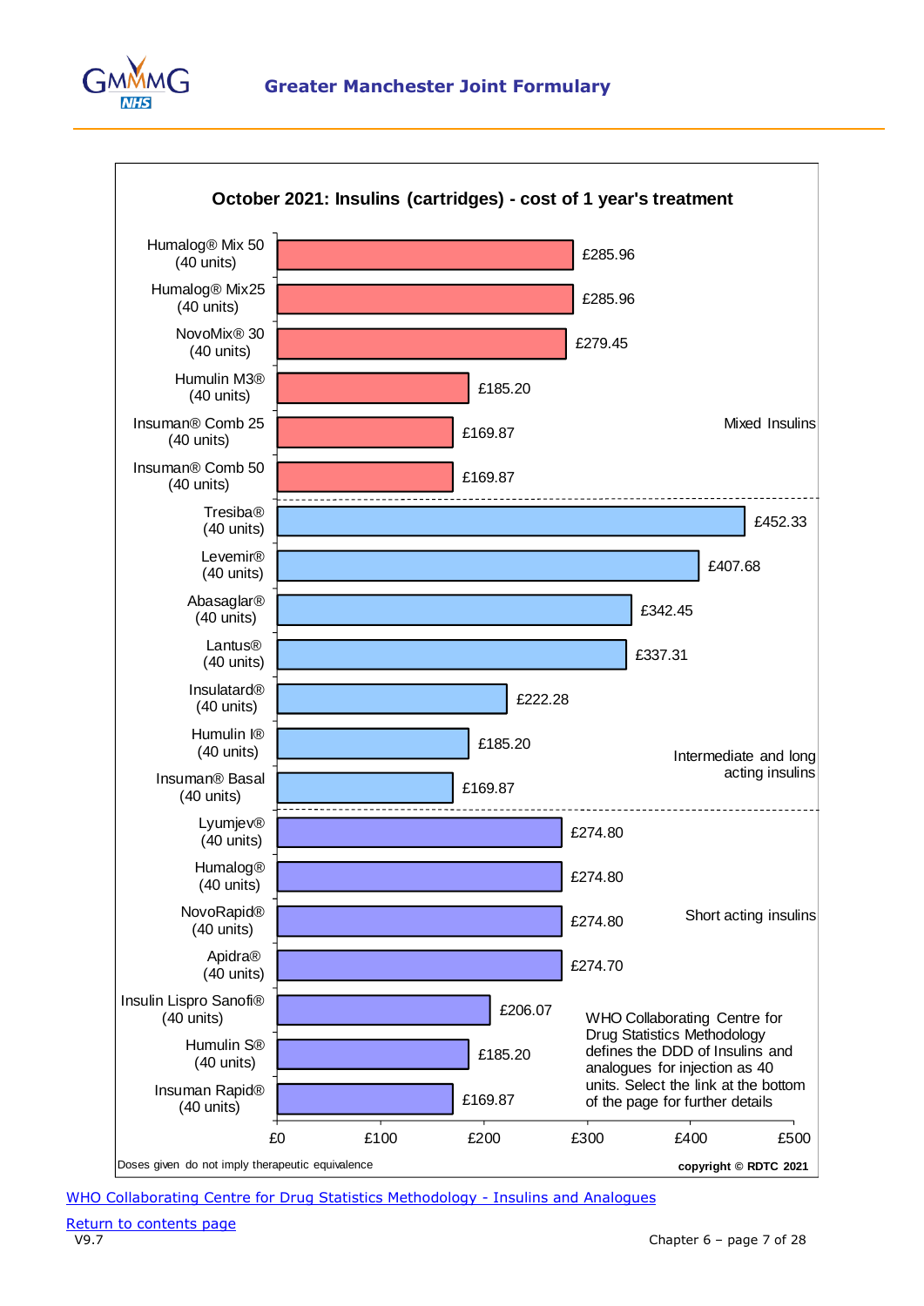## October 2021: Insulins (cartridges) - cost of 1 year's treatment

| Insulin | Category | Cost of 1 year's treatment |
| --- | --- | --- |
| Humalog® Mix 50 (40 units) | Mixed Insulins | £285.96 |
| Humalog® Mix25 (40 units) | Mixed Insulins | £285.96 |
| NovoMix® 30 (40 units) | Mixed Insulins | £279.45 |
| Humulin M3® (40 units) | Mixed Insulins | £185.20 |
| Insuman® Comb 25 (40 units) | Mixed Insulins | £169.87 |
| Insuman® Comb 50 (40 units) | Mixed Insulins | £169.87 |
| Tresiba® (40 units) | Intermediate and long acting insulins | £452.33 |
| Levemir® (40 units) | Intermediate and long acting insulins | £407.68 |
| Abasaglar® (40 units) | Intermediate and long acting insulins | £342.45 |
| Lantus® (40 units) | Intermediate and long acting insulins | £337.31 |
| Insulatard® (40 units) | Intermediate and long acting insulins | £222.28 |
| Humulin I® (40 units) | Intermediate and long acting insulins | £185.20 |
| Insuman® Basal (40 units) | Intermediate and long acting insulins | £169.87 |
| Lyumjev® (40 units) | Short acting insulins | £274.80 |
| Humalog® (40 units) | Short acting insulins | £274.80 |
| NovoRapid® (40 units) | Short acting insulins | £274.80 |
| Apidra® (40 units) | Short acting insulins | £274.70 |
| Insulin Lispro Sanofi® (40 units) | Short acting insulins | £206.07 |
| Humulin S® (40 units) | Short acting insulins | £185.20 |
| Insuman Rapid® (40 units) | Short acting insulins | £169.87 |

WHO Collaborating Centre for Drug Statistics Methodology defines the DDD of Insulins and analogues for injection as 40 units. Select the link at the bottom of the page for further details

Doses given do not imply therapeutic equivalence

copyright © RDTC 2021

[WHO Collaborating Centre for Drug Statistics Methodology - Insulins and Analogues]

[Return to contents page]

V9.7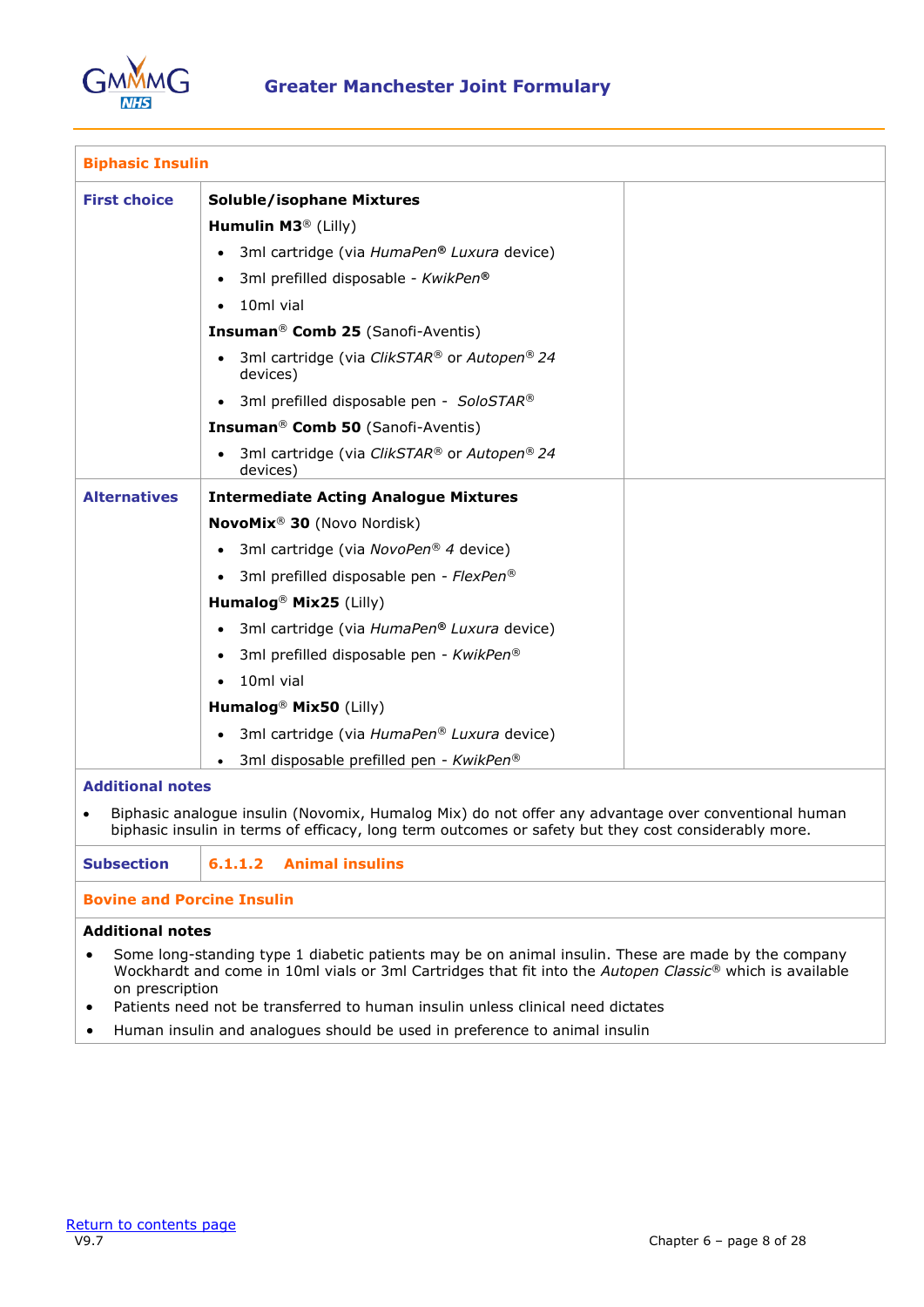## Biphasic Insulin

| | | |
|---|---|---|
| **First choice** | **Soluble/isophane Mixtures**<br>**Humulin M3**® (Lilly)<br>• 3ml cartridge (via *HumaPen® Luxura* device)<br>• 3ml prefilled disposable - *KwikPen®*<br>• 10ml vial<br>**Insuman**® **Comb 25** (Sanofi-Aventis)<br>• 3ml cartridge (via *ClikSTAR*® or *Autopen® 24* devices)<br>• 3ml prefilled disposable pen - *SoloSTAR*®<br>**Insuman**® **Comb 50** (Sanofi-Aventis)<br>• 3ml cartridge (via *ClikSTAR*® or *Autopen® 24* devices) | |
| **Alternatives** | **Intermediate Acting Analogue Mixtures**<br>**NovoMix**® **30** (Novo Nordisk)<br>• 3ml cartridge (via *NovoPen® 4* device)<br>• 3ml prefilled disposable pen - *FlexPen*®<br>**Humalog**® **Mix25** (Lilly)<br>• 3ml cartridge (via *HumaPen® Luxura* device)<br>• 3ml prefilled disposable pen - *KwikPen*®<br>• 10ml vial<br>**Humalog**® **Mix50** (Lilly)<br>• 3ml cartridge (via *HumaPen® Luxura* device)<br>• 3ml disposable prefilled pen - *KwikPen*® | |

### Additional notes

- Biphasic analogue insulin (Novomix, Humalog Mix) do not offer any advantage over conventional human biphasic insulin in terms of efficacy, long term outcomes or safety but they cost considerably more.

| **Subsection** | **6.1.1.2 Animal insulins** |
|---|---|

## Bovine and Porcine Insulin

### Additional notes

- Some long-standing type 1 diabetic patients may be on animal insulin. These are made by the company Wockhardt and come in 10ml vials or 3ml Cartridges that fit into the *Autopen Classic*® which is available on prescription
- Patients need not be transferred to human insulin unless clinical need dictates
- Human insulin and analogues should be used in preference to animal insulin

Return to contents page
V9.7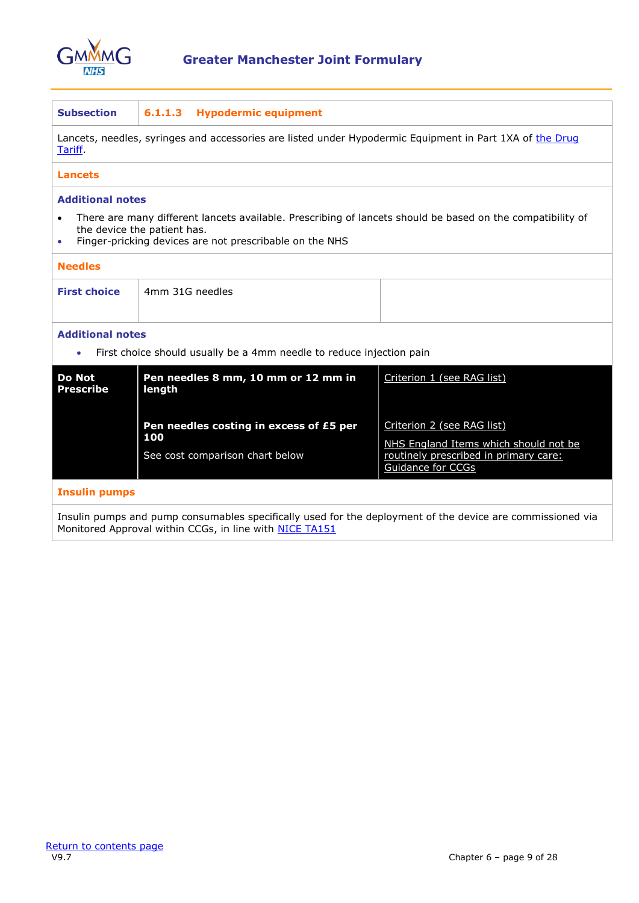| Subsection | 6.1.1.3 Hypodermic equipment | |
|---|---|---|
| Lancets, needles, syringes and accessories are listed under Hypodermic Equipment in Part 1XA of the Drug Tariff. | | |
| **Lancets** | | |
| **Additional notes**<br>• There are many different lancets available. Prescribing of lancets should be based on the compatibility of the device the patient has.<br>• Finger-pricking devices are not prescribable on the NHS | | |
| **Needles** | | |
| **First choice** | 4mm 31G needles | |
| **Additional notes**<br>• First choice should usually be a 4mm needle to reduce injection pain | | |
| **Do Not Prescribe** | **Pen needles 8 mm, 10 mm or 12 mm in length**<br><br>**Pen needles costing in excess of £5 per 100**<br>See cost comparison chart below | Criterion 1 (see RAG list)<br><br>Criterion 2 (see RAG list)<br>NHS England Items which should not be routinely prescribed in primary care: Guidance for CCGs |
| **Insulin pumps** | | |
| Insulin pumps and pump consumables specifically used for the deployment of the device are commissioned via Monitored Approval within CCGs, in line with NICE TA151 | | |

Return to contents page

V9.7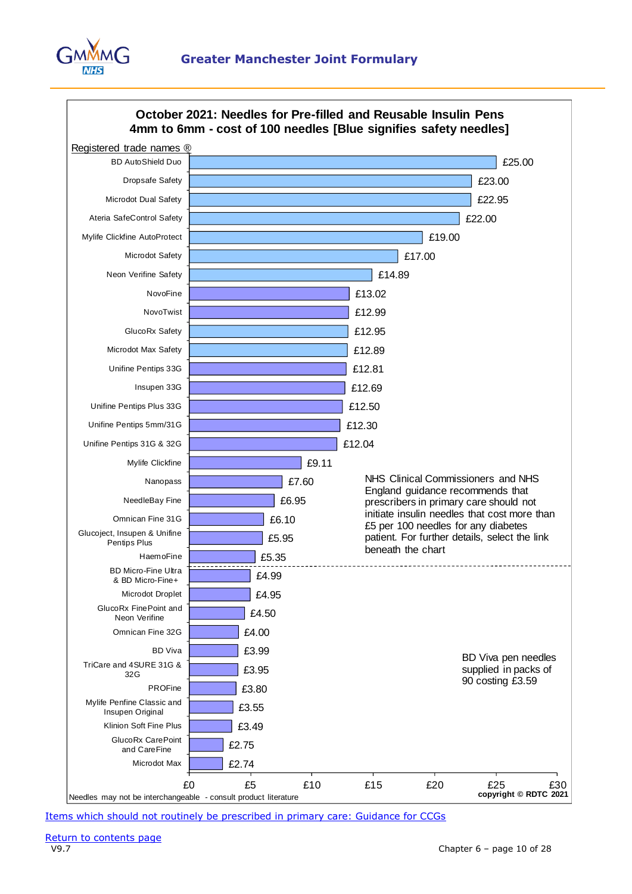## Greater Manchester Joint Formulary

### October 2021: Needles for Pre-filled and Reusable Insulin Pens 4mm to 6mm - cost of 100 needles [Blue signifies safety needles]

| Registered trade names ® | Cost of 100 needles |
|---|---|
| BD AutoShield Duo | £25.00 |
| Dropsafe Safety | £23.00 |
| Microdot Dual Safety | £22.95 |
| Ateria SafeControl Safety | £22.00 |
| Mylife Clickfine AutoProtect | £19.00 |
| Microdot Safety | £17.00 |
| Neon Verifine Safety | £14.89 |
| NovoFine | £13.02 |
| NovoTwist | £12.99 |
| GlucoRx Safety | £12.95 |
| Microdot Max Safety | £12.89 |
| Unifine Pentips 33G | £12.81 |
| Insupen 33G | £12.69 |
| Unifine Pentips Plus 33G | £12.50 |
| Unifine Pentips 5mm/31G | £12.30 |
| Unifine Pentips 31G & 32G | £12.04 |
| Mylife Clickfine | £9.11 |
| Nanopass | £7.60 |
| NeedleBay Fine | £6.95 |
| Omnican Fine 31G | £6.10 |
| Glucoject, Insupen & Unifine Pentips Plus | £5.95 |
| HaemoFine | £5.35 |
| BD Micro-Fine Ultra & BD Micro-Fine+ | £4.99 |
| Microdot Droplet | £4.95 |
| GlucoRx FinePoint and Neon Verifine | £4.50 |
| Omnican Fine 32G | £4.00 |
| BD Viva | £3.99 |
| TriCare and 4SURE 31G & 32G | £3.95 |
| PROFine | £3.80 |
| Mylife Penfine Classic and Insupen Original | £3.55 |
| Klinion Soft Fine Plus | £3.49 |
| GlucoRx CarePoint and CareFine | £2.75 |
| Microdot Max | £2.74 |

NHS Clinical Commissioners and NHS England guidance recommends that prescribers in primary care should not initiate insulin needles that cost more than £5 per 100 needles for any diabetes patient. For further details, select the link beneath the chart

BD Viva pen needles supplied in packs of 90 costing £3.59

Needles may not be interchangeable - consult product literature

copyright © RDTC 2021

[Items which should not routinely be prescribed in primary care: Guidance for CCGs]

[Return to contents page]

V9.7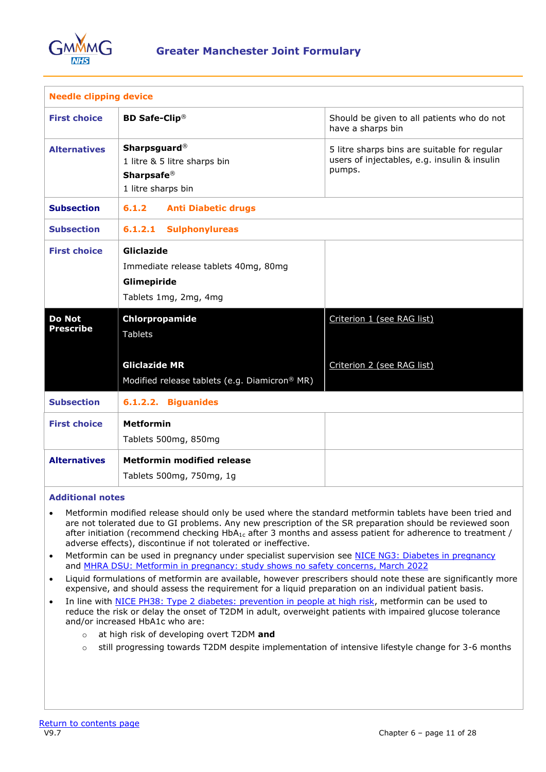| Needle clipping device | | |
|---|---|---|
| **First choice** | **BD Safe-Clip®** | Should be given to all patients who do not have a sharps bin |
| **Alternatives** | **Sharpsguard®**<br>1 litre & 5 litre sharps bin<br>**Sharpsafe®**<br>1 litre sharps bin | 5 litre sharps bins are suitable for regular users of injectables, e.g. insulin & insulin pumps. |
| **Subsection** | **6.1.2 Anti Diabetic drugs** | |
| **Subsection** | **6.1.2.1 Sulphonylureas** | |
| **First choice** | **Gliclazide**<br>Immediate release tablets 40mg, 80mg<br>**Glimepiride**<br>Tablets 1mg, 2mg, 4mg | |
| **Do Not Prescribe** | **Chlorpropamide**<br>Tablets<br><br>**Gliclazide MR**<br>Modified release tablets (e.g. Diamicron® MR) | Criterion 1 (see RAG list)<br><br>Criterion 2 (see RAG list) |
| **Subsection** | **6.1.2.2. Biguanides** | |
| **First choice** | **Metformin**<br>Tablets 500mg, 850mg | |
| **Alternatives** | **Metformin modified release**<br>Tablets 500mg, 750mg, 1g | |

### Additional notes

- Metformin modified release should only be used where the standard metformin tablets have been tried and are not tolerated due to GI problems. Any new prescription of the SR preparation should be reviewed soon after initiation (recommend checking $HbA_{1c}$ after 3 months and assess patient for adherence to treatment / adverse effects), discontinue if not tolerated or ineffective.
- Metformin can be used in pregnancy under specialist supervision see NICE NG3: Diabetes in pregnancy and MHRA DSU: Metformin in pregnancy: study shows no safety concerns, March 2022
- Liquid formulations of metformin are available, however prescribers should note these are significantly more expensive, and should assess the requirement for a liquid preparation on an individual patient basis.
- In line with NICE PH38: Type 2 diabetes: prevention in people at high risk, metformin can be used to reduce the risk or delay the onset of T2DM in adult, overweight patients with impaired glucose tolerance and/or increased HbA1c who are:
  - at high risk of developing overt T2DM **and**
  - still progressing towards T2DM despite implementation of intensive lifestyle change for 3-6 months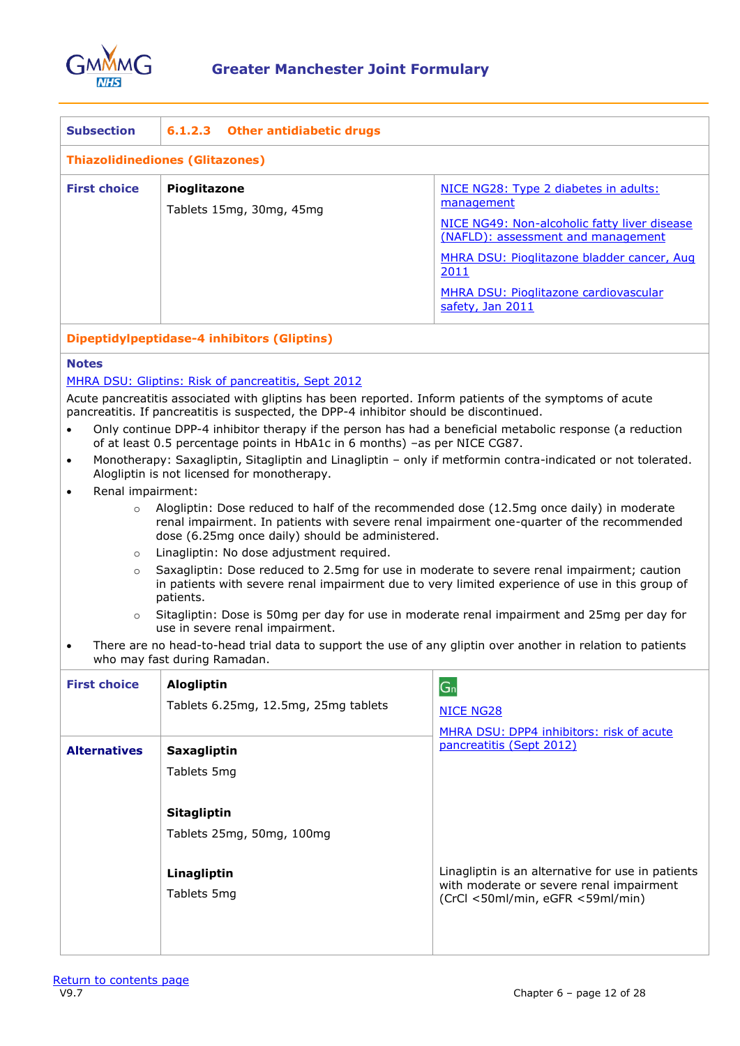| Subsection | 6.1.2.3 Other antidiabetic drugs | |
|---|---|---|
| **Thiazolidinediones (Glitazones)** | | |
| **First choice** | **Pioglitazone**<br>Tablets 15mg, 30mg, 45mg | NICE NG28: Type 2 diabetes in adults: management<br>NICE NG49: Non-alcoholic fatty liver disease (NAFLD): assessment and management<br>MHRA DSU: Pioglitazone bladder cancer, Aug 2011<br>MHRA DSU: Pioglitazone cardiovascular safety, Jan 2011 |

**Dipeptidylpeptidase-4 inhibitors (Gliptins)**

**Notes**

MHRA DSU: Gliptins: Risk of pancreatitis, Sept 2012

Acute pancreatitis associated with gliptins has been reported. Inform patients of the symptoms of acute pancreatitis. If pancreatitis is suspected, the DPP-4 inhibitor should be discontinued.

- Only continue DPP-4 inhibitor therapy if the person has had a beneficial metabolic response (a reduction of at least 0.5 percentage points in HbA1c in 6 months) –as per NICE CG87.
- Monotherapy: Saxagliptin, Sitagliptin and Linagliptin – only if metformin contra-indicated or not tolerated. Alogliptin is not licensed for monotherapy.
- Renal impairment:
  - Alogliptin: Dose reduced to half of the recommended dose (12.5mg once daily) in moderate renal impairment. In patients with severe renal impairment one-quarter of the recommended dose (6.25mg once daily) should be administered.
  - Linagliptin: No dose adjustment required.
  - Saxagliptin: Dose reduced to 2.5mg for use in moderate to severe renal impairment; caution in patients with severe renal impairment due to very limited experience of use in this group of patients.
  - Sitagliptin: Dose is 50mg per day for use in moderate renal impairment and 25mg per day for use in severe renal impairment.
- There are no head-to-head trial data to support the use of any gliptin over another in relation to patients who may fast during Ramadan.

| | | |
|---|---|---|
| **First choice** | **Alogliptin**<br>Tablets 6.25mg, 12.5mg, 25mg tablets | Gn<br>NICE NG28<br>MHRA DSU: DPP4 inhibitors: risk of acute pancreatitis (Sept 2012) |
| **Alternatives** | **Saxagliptin**<br>Tablets 5mg<br><br>**Sitagliptin**<br>Tablets 25mg, 50mg, 100mg<br><br>**Linagliptin**<br>Tablets 5mg | Linagliptin is an alternative for use in patients with moderate or severe renal impairment (CrCl <50ml/min, eGFR <59ml/min) |

Return to contents page

V9.7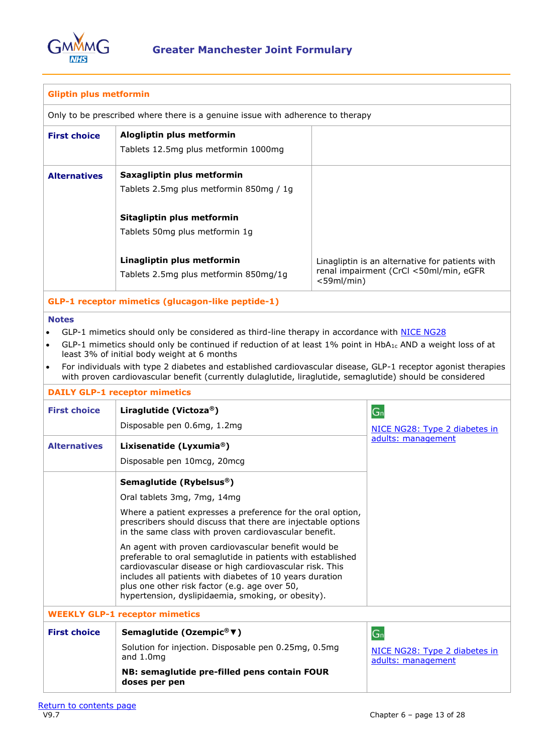| Gliptin plus metformin | | |
|---|---|---|
| Only to be prescribed where there is a genuine issue with adherence to therapy | | |
| **First choice** | **Alogliptin plus metformin**<br>Tablets 12.5mg plus metformin 1000mg | |
| **Alternatives** | **Saxagliptin plus metformin**<br>Tablets 2.5mg plus metformin 850mg / 1g<br><br>**Sitagliptin plus metformin**<br>Tablets 50mg plus metformin 1g<br><br>**Linagliptin plus metformin**<br>Tablets 2.5mg plus metformin 850mg/1g | Linagliptin is an alternative for patients with renal impairment (CrCl <50ml/min, eGFR <59ml/min) |

## GLP-1 receptor mimetics (glucagon-like peptide-1)

**Notes**

- GLP-1 mimetics should only be considered as third-line therapy in accordance with [NICE NG28](NICE NG28)
- GLP-1 mimetics should only be continued if reduction of at least 1% point in $HbA_{1c}$ AND a weight loss of at least 3% of initial body weight at 6 months
- For individuals with type 2 diabetes and established cardiovascular disease, GLP-1 receptor agonist therapies with proven cardiovascular benefit (currently dulaglutide, liraglutide, semaglutide) should be considered

| DAILY GLP-1 receptor mimetics | | |
|---|---|---|
| **First choice** | **Liraglutide (Victoza®)**<br>Disposable pen 0.6mg, 1.2mg | Gn<br>[NICE NG28: Type 2 diabetes in adults: management](NICE NG28: Type 2 diabetes in adults: management) |
| **Alternatives** | **Lixisenatide (Lyxumia®)**<br>Disposable pen 10mcg, 20mcg | |
| | **Semaglutide (Rybelsus®)**<br>Oral tablets 3mg, 7mg, 14mg<br>Where a patient expresses a preference for the oral option, prescribers should discuss that there are injectable options in the same class with proven cardiovascular benefit.<br>An agent with proven cardiovascular benefit would be preferable to oral semaglutide in patients with established cardiovascular disease or high cardiovascular risk. This includes all patients with diabetes of 10 years duration plus one other risk factor (e.g. age over 50, hypertension, dyslipidaemia, smoking, or obesity). | |

| WEEKLY GLP-1 receptor mimetics | | |
|---|---|---|
| **First choice** | **Semaglutide (Ozempic®▼)**<br>Solution for injection. Disposable pen 0.25mg, 0.5mg and 1.0mg<br>**NB: semaglutide pre-filled pens contain FOUR doses per pen** | Gn<br>[NICE NG28: Type 2 diabetes in adults: management](NICE NG28: Type 2 diabetes in adults: management) |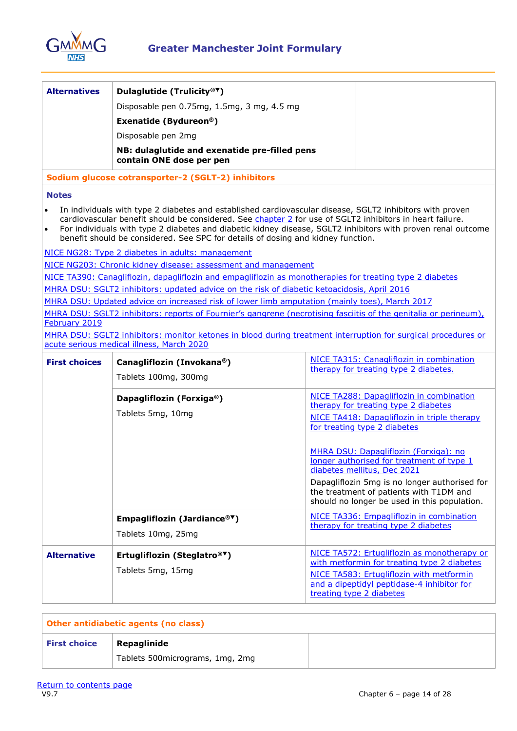| | | |
|---|---|---|
| **Alternatives** | **Dulaglutide (Trulicity®▼)**<br>Disposable pen 0.75mg, 1.5mg, 3 mg, 4.5 mg<br>**Exenatide (Bydureon®)**<br>Disposable pen 2mg<br>**NB: dulaglutide and exenatide pre-filled pens contain ONE dose per pen** | |

## Sodium glucose cotransporter-2 (SGLT-2) inhibitors

**Notes**

- In individuals with type 2 diabetes and established cardiovascular disease, SGLT2 inhibitors with proven cardiovascular benefit should be considered. See chapter 2 for use of SGLT2 inhibitors in heart failure.
- For individuals with type 2 diabetes and diabetic kidney disease, SGLT2 inhibitors with proven renal outcome benefit should be considered. See SPC for details of dosing and kidney function.

NICE NG28: Type 2 diabetes in adults: management

NICE NG203: Chronic kidney disease: assessment and management

NICE TA390: Canagliflozin, dapagliflozin and empagliflozin as monotherapies for treating type 2 diabetes

MHRA DSU: SGLT2 inhibitors: updated advice on the risk of diabetic ketoacidosis, April 2016

MHRA DSU: Updated advice on increased risk of lower limb amputation (mainly toes), March 2017

MHRA DSU: SGLT2 inhibitors: reports of Fournier's gangrene (necrotising fasciitis of the genitalia or perineum), February 2019

MHRA DSU: SGLT2 inhibitors: monitor ketones in blood during treatment interruption for surgical procedures or acute serious medical illness, March 2020

| | | |
|---|---|---|
| **First choices** | **Canagliflozin (Invokana®)**<br>Tablets 100mg, 300mg | NICE TA315: Canagliflozin in combination therapy for treating type 2 diabetes. |
| | **Dapagliflozin (Forxiga®)**<br>Tablets 5mg, 10mg | NICE TA288: Dapagliflozin in combination therapy for treating type 2 diabetes<br>NICE TA418: Dapagliflozin in triple therapy for treating type 2 diabetes<br><br>MHRA DSU: Dapagliflozin (Forxiga): no longer authorised for treatment of type 1 diabetes mellitus, Dec 2021<br>Dapagliflozin 5mg is no longer authorised for the treatment of patients with T1DM and should no longer be used in this population. |
| | **Empagliflozin (Jardiance®▼)**<br>Tablets 10mg, 25mg | NICE TA336: Empagliflozin in combination therapy for treating type 2 diabetes |
| **Alternative** | **Ertugliflozin (Steglatro®▼)**<br>Tablets 5mg, 15mg | NICE TA572: Ertugliflozin as monotherapy or with metformin for treating type 2 diabetes<br>NICE TA583: Ertugliflozin with metformin and a dipeptidyl peptidase-4 inhibitor for treating type 2 diabetes |

## Other antidiabetic agents (no class)

| | | |
|---|---|---|
| **First choice** | **Repaglinide**<br>Tablets 500micrograms, 1mg, 2mg | |

Return to contents page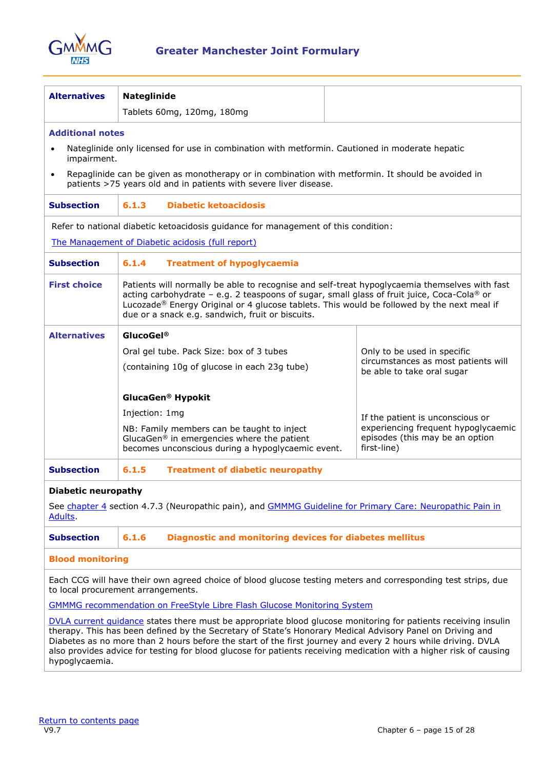| Alternatives | Nateglinide<br>Tablets 60mg, 120mg, 180mg | |
|---|---|---|

**Additional notes**

- Nateglinide only licensed for use in combination with metformin. Cautioned in moderate hepatic impairment.
- Repaglinide can be given as monotherapy or in combination with metformin. It should be avoided in patients >75 years old and in patients with severe liver disease.

| Subsection | 6.1.3 Diabetic ketoacidosis |
|---|---|

Refer to national diabetic ketoacidosis guidance for management of this condition:

[The Management of Diabetic acidosis (full report)]

| Subsection | 6.1.4 Treatment of hypoglycaemia | |
|---|---|---|
| First choice | Patients will normally be able to recognise and self-treat hypoglycaemia themselves with fast acting carbohydrate – e.g. 2 teaspoons of sugar, small glass of fruit juice, Coca-Cola® or Lucozade® Energy Original or 4 glucose tablets. This would be followed by the next meal if due or a snack e.g. sandwich, fruit or biscuits. | |
| Alternatives | **GlucoGel®**<br>Oral gel tube. Pack Size: box of 3 tubes<br>(containing 10g of glucose in each 23g tube) | Only to be used in specific circumstances as most patients will be able to take oral sugar |
| | **GlucaGen® Hypokit**<br>Injection: 1mg<br>NB: Family members can be taught to inject GlucaGen® in emergencies where the patient becomes unconscious during a hypoglycaemic event. | If the patient is unconscious or experiencing frequent hypoglycaemic episodes (this may be an option first-line) |

| Subsection | 6.1.5 Treatment of diabetic neuropathy |
|---|---|

**Diabetic neuropathy**

See chapter 4 section 4.7.3 (Neuropathic pain), and GMMMG Guideline for Primary Care: Neuropathic Pain in Adults.

| Subsection | 6.1.6 Diagnostic and monitoring devices for diabetes mellitus |
|---|---|

**Blood monitoring**

Each CCG will have their own agreed choice of blood glucose testing meters and corresponding test strips, due to local procurement arrangements.

GMMMG recommendation on FreeStyle Libre Flash Glucose Monitoring System

DVLA current guidance states there must be appropriate blood glucose monitoring for patients receiving insulin therapy. This has been defined by the Secretary of State's Honorary Medical Advisory Panel on Driving and Diabetes as no more than 2 hours before the start of the first journey and every 2 hours while driving. DVLA also provides advice for testing for blood glucose for patients receiving medication with a higher risk of causing hypoglycaemia.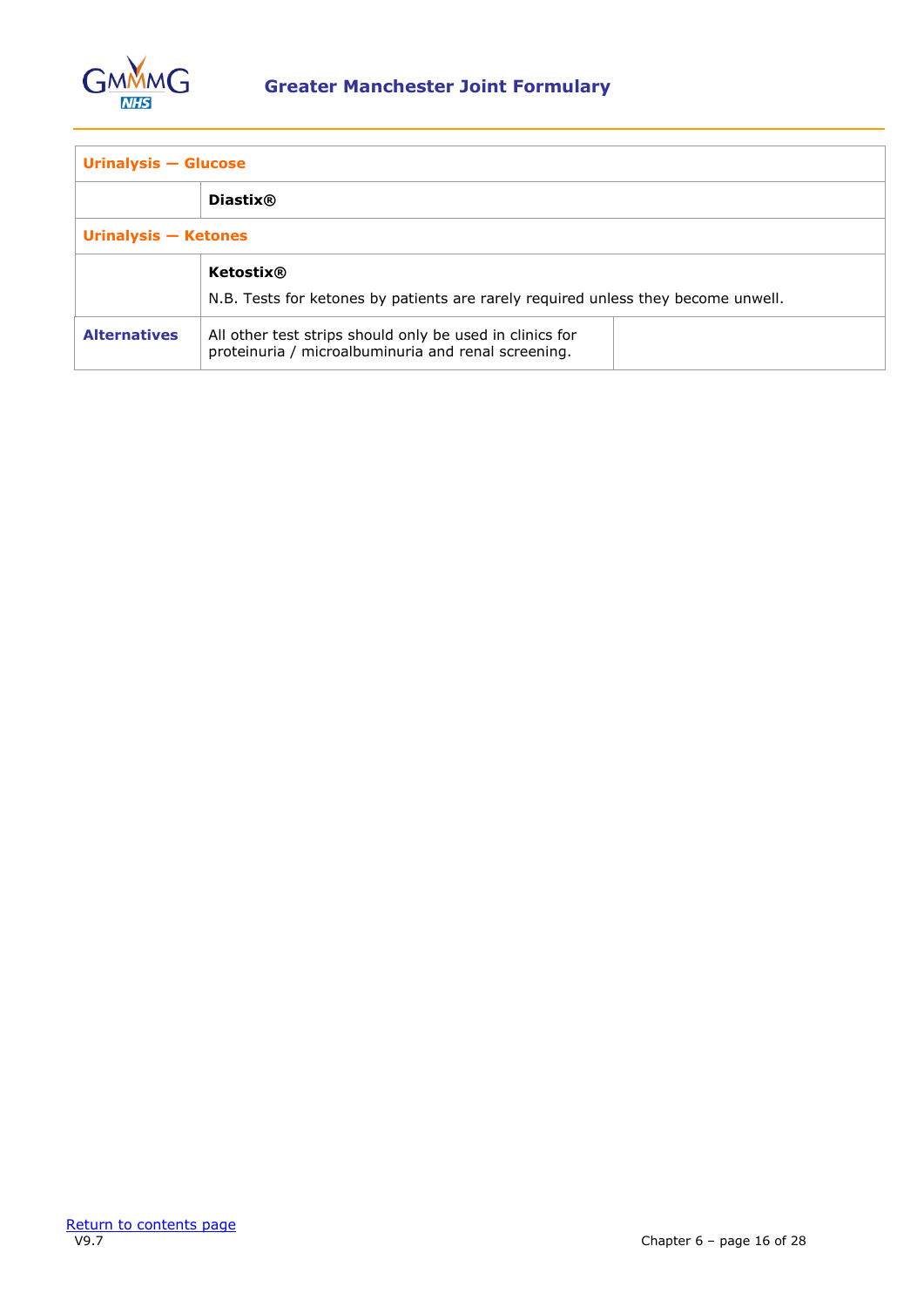| Urinalysis — Glucose | | |
|---|---|---|
| | **Diastix®** | |
| **Urinalysis — Ketones** | | |
| | **Ketostix®**<br>N.B. Tests for ketones by patients are rarely required unless they become unwell. | |
| **Alternatives** | All other test strips should only be used in clinics for proteinuria / microalbuminuria and renal screening. | |

Return to contents page
V9.7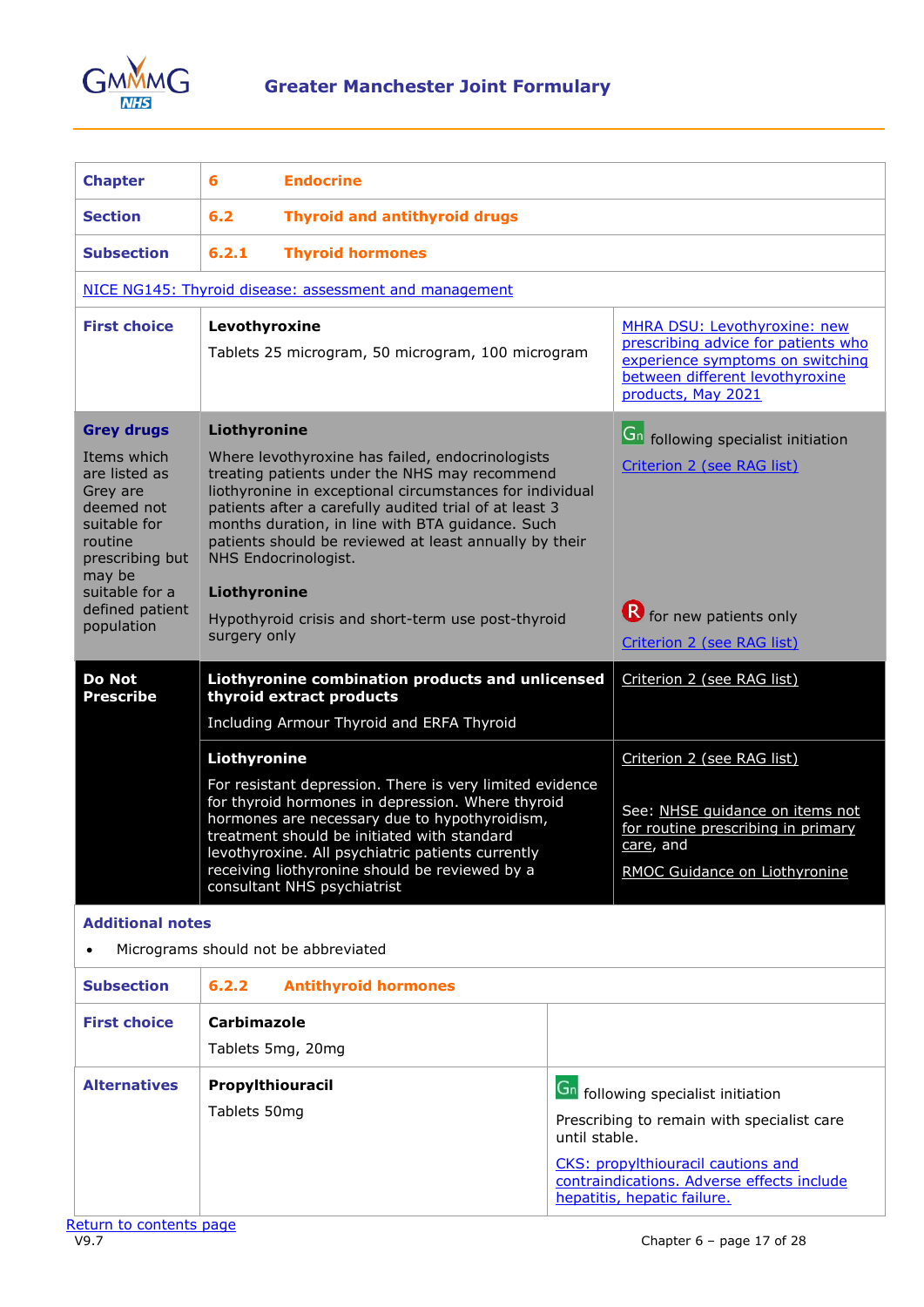| | | |
|---|---|---|
| **Chapter** | **6 Endocrine** | |
| **Section** | **6.2 Thyroid and antithyroid drugs** | |
| **Subsection** | **6.2.1 Thyroid hormones** | |
| NICE NG145: Thyroid disease: assessment and management | | |
| **First choice** | **Levothyroxine**<br><br>Tablets 25 microgram, 50 microgram, 100 microgram | MHRA DSU: Levothyroxine: new prescribing advice for patients who experience symptoms on switching between different levothyroxine products, May 2021 |
| **Grey drugs**<br><br>Items which are listed as Grey are deemed not suitable for routine prescribing but may be suitable for a defined patient population | **Liothyronine**<br><br>Where levothyroxine has failed, endocrinologists treating patients under the NHS may recommend liothyronine in exceptional circumstances for individual patients after a carefully audited trial of at least 3 months duration, in line with BTA guidance. Such patients should be reviewed at least annually by their NHS Endocrinologist. | Gn following specialist initiation<br><br>Criterion 2 (see RAG list) |
| | **Liothyronine**<br><br>Hypothyroid crisis and short-term use post-thyroid surgery only | R for new patients only<br><br>Criterion 2 (see RAG list) |
| **Do Not Prescribe** | **Liothyronine combination products and unlicensed thyroid extract products**<br><br>Including Armour Thyroid and ERFA Thyroid | Criterion 2 (see RAG list) |
| | **Liothyronine**<br><br>For resistant depression. There is very limited evidence for thyroid hormones in depression. Where thyroid hormones are necessary due to hypothyroidism, treatment should be initiated with standard levothyroxine. All psychiatric patients currently receiving liothyronine should be reviewed by a consultant NHS psychiatrist | Criterion 2 (see RAG list)<br><br>See: NHSE guidance on items not for routine prescribing in primary care, and<br><br>RMOC Guidance on Liothyronine |

**Additional notes**

- Micrograms should not be abbreviated

| | | |
|---|---|---|
| **Subsection** | **6.2.2 Antithyroid hormones** | |
| **First choice** | **Carbimazole**<br><br>Tablets 5mg, 20mg | |
| **Alternatives** | **Propylthiouracil**<br><br>Tablets 50mg | Gn following specialist initiation<br><br>Prescribing to remain with specialist care until stable.<br><br>CKS: propylthiouracil cautions and contraindications. Adverse effects include hepatitis, hepatic failure. |

Return to contents page

V9.7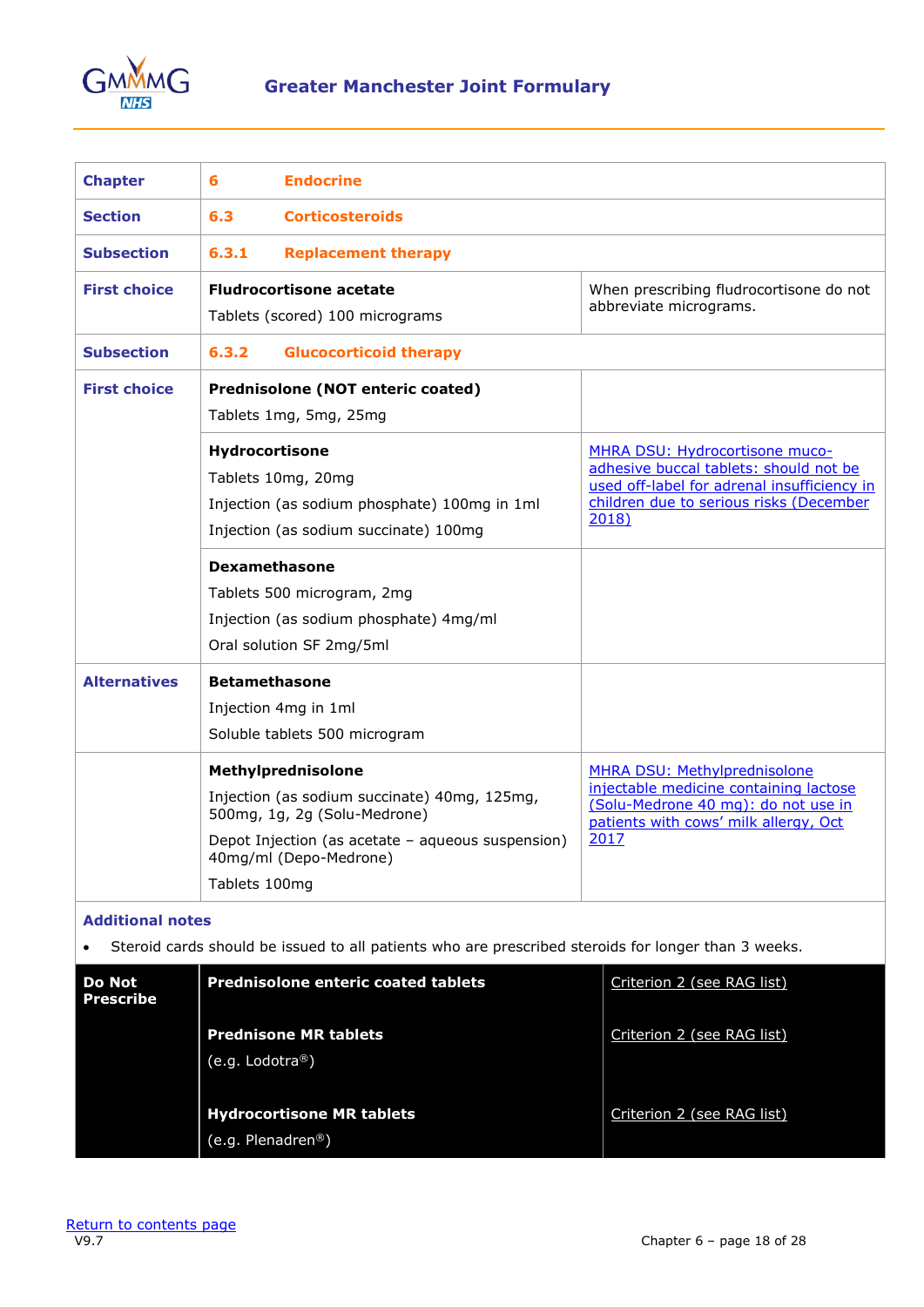## Greater Manchester Joint Formulary

| | | |
|---|---|---|
| **Chapter** | **6 Endocrine** | |
| **Section** | **6.3 Corticosteroids** | |
| **Subsection** | **6.3.1 Replacement therapy** | |
| **First choice** | **Fludrocortisone acetate**<br>Tablets (scored) 100 micrograms | When prescribing fludrocortisone do not abbreviate micrograms. |
| **Subsection** | **6.3.2 Glucocorticoid therapy** | |
| **First choice** | **Prednisolone (NOT enteric coated)**<br>Tablets 1mg, 5mg, 25mg | |
| | **Hydrocortisone**<br>Tablets 10mg, 20mg<br>Injection (as sodium phosphate) 100mg in 1ml<br>Injection (as sodium succinate) 100mg | MHRA DSU: Hydrocortisone muco-adhesive buccal tablets: should not be used off-label for adrenal insufficiency in children due to serious risks (December 2018) |
| | **Dexamethasone**<br>Tablets 500 microgram, 2mg<br>Injection (as sodium phosphate) 4mg/ml<br>Oral solution SF 2mg/5ml | |
| **Alternatives** | **Betamethasone**<br>Injection 4mg in 1ml<br>Soluble tablets 500 microgram | |
| | **Methylprednisolone**<br>Injection (as sodium succinate) 40mg, 125mg, 500mg, 1g, 2g (Solu-Medrone)<br>Depot Injection (as acetate – aqueous suspension) 40mg/ml (Depo-Medrone)<br>Tablets 100mg | MHRA DSU: Methylprednisolone injectable medicine containing lactose (Solu-Medrone 40 mg): do not use in patients with cows' milk allergy, Oct 2017 |

**Additional notes**

- Steroid cards should be issued to all patients who are prescribed steroids for longer than 3 weeks.

| | | |
|---|---|---|
| **Do Not Prescribe** | **Prednisolone enteric coated tablets** | Criterion 2 (see RAG list) |
| | **Prednisone MR tablets**<br>(e.g. Lodotra®) | Criterion 2 (see RAG list) |
| | **Hydrocortisone MR tablets**<br>(e.g. Plenadren®) | Criterion 2 (see RAG list) |

Return to contents page
V9.7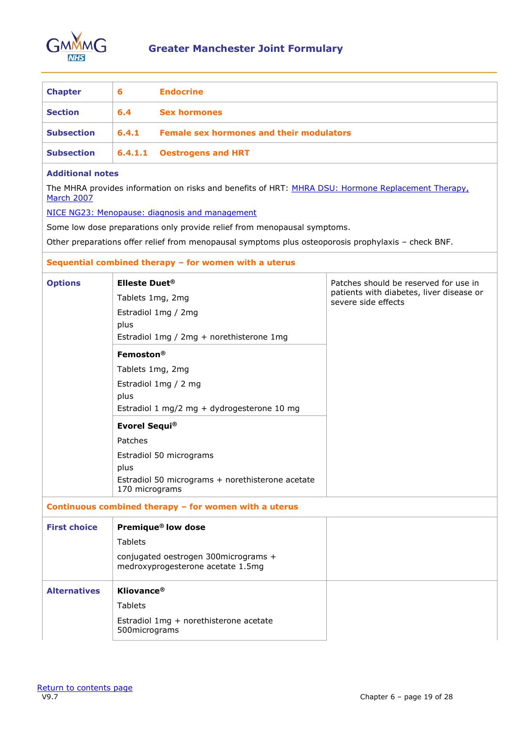| Chapter | 6 | Endocrine |
|---|---|---|
| Section | 6.4 | Sex hormones |
| Subsection | 6.4.1 | Female sex hormones and their modulators |
| Subsection | 6.4.1.1 | Oestrogens and HRT |

**Additional notes**

The MHRA provides information on risks and benefits of HRT: MHRA DSU: Hormone Replacement Therapy, March 2007

NICE NG23: Menopause: diagnosis and management

Some low dose preparations only provide relief from menopausal symptoms.

Other preparations offer relief from menopausal symptoms plus osteoporosis prophylaxis – check BNF.

**Sequential combined therapy – for women with a uterus**

| | | |
|---|---|---|
| **Options** | **Elleste Duet®**<br>Tablets 1mg, 2mg<br>Estradiol 1mg / 2mg<br>plus<br>Estradiol 1mg / 2mg + norethisterone 1mg | Patches should be reserved for use in patients with diabetes, liver disease or severe side effects |
| | **Femoston®**<br>Tablets 1mg, 2mg<br>Estradiol 1mg / 2 mg<br>plus<br>Estradiol 1 mg/2 mg + dydrogesterone 10 mg | |
| | **Evorel Sequi®**<br>Patches<br>Estradiol 50 micrograms<br>plus<br>Estradiol 50 micrograms + norethisterone acetate 170 micrograms | |

**Continuous combined therapy – for women with a uterus**

| | | |
|---|---|---|
| **First choice** | **Premique® low dose**<br>Tablets<br>conjugated oestrogen 300micrograms + medroxyprogesterone acetate 1.5mg | |
| **Alternatives** | **Kliovance®**<br>Tablets<br>Estradiol 1mg + norethisterone acetate 500micrograms | |

Return to contents page
V9.7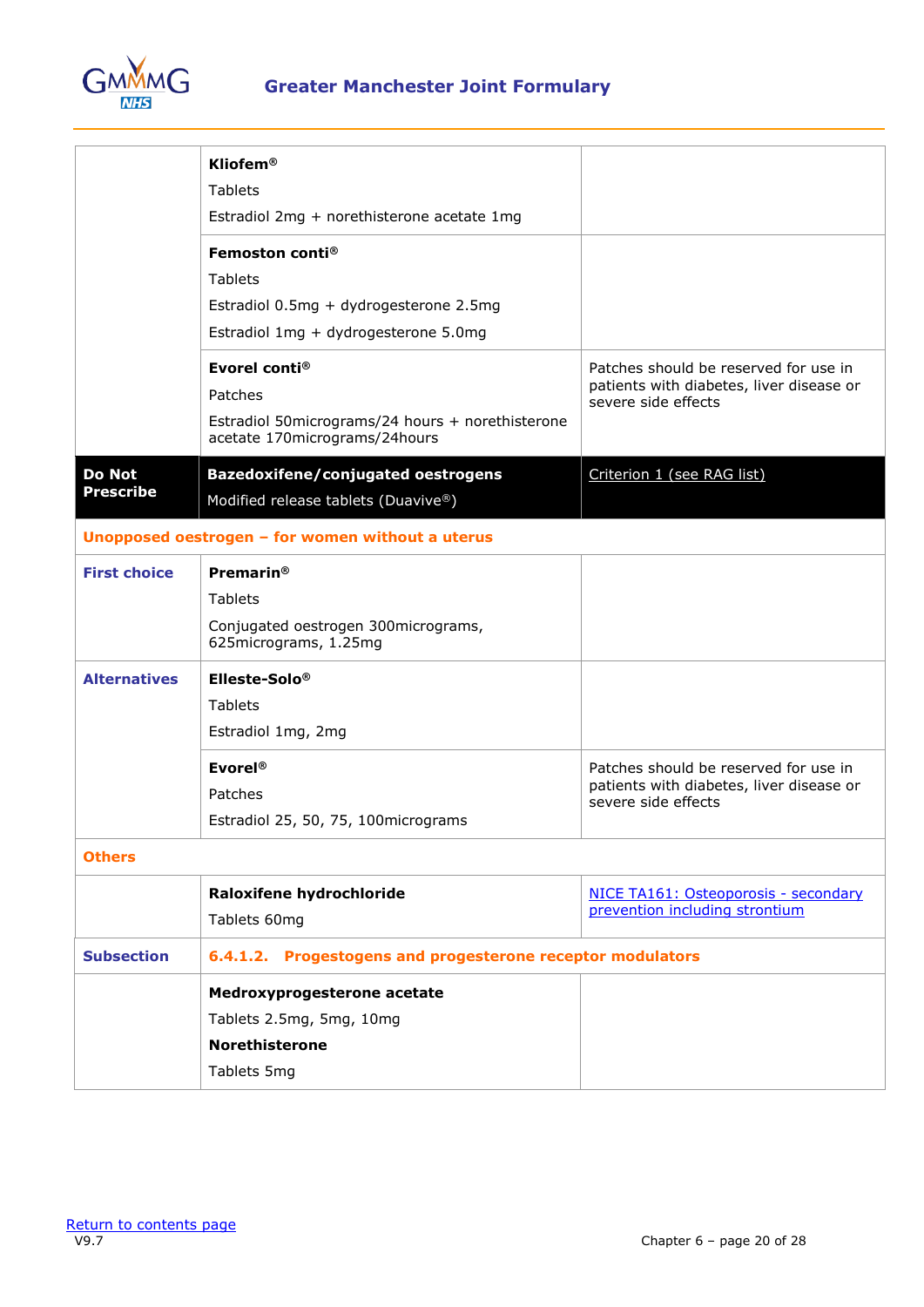| | | |
|---|---|---|
| | **Kliofem®**<br>Tablets<br>Estradiol 2mg + norethisterone acetate 1mg | |
| | **Femoston conti®**<br>Tablets<br>Estradiol 0.5mg + dydrogesterone 2.5mg<br>Estradiol 1mg + dydrogesterone 5.0mg | |
| | **Evorel conti®**<br>Patches<br>Estradiol 50micrograms/24 hours + norethisterone acetate 170micrograms/24hours | Patches should be reserved for use in patients with diabetes, liver disease or severe side effects |
| **Do Not Prescribe** | **Bazedoxifene/conjugated oestrogens**<br>Modified release tablets (Duavive®) | Criterion 1 (see RAG list) |
| **Unopposed oestrogen – for women without a uterus** | | |
| **First choice** | **Premarin®**<br>Tablets<br>Conjugated oestrogen 300micrograms, 625micrograms, 1.25mg | |
| **Alternatives** | **Elleste-Solo®**<br>Tablets<br>Estradiol 1mg, 2mg | |
| | **Evorel®**<br>Patches<br>Estradiol 25, 50, 75, 100micrograms | Patches should be reserved for use in patients with diabetes, liver disease or severe side effects |
| **Others** | | |
| | **Raloxifene hydrochloride**<br>Tablets 60mg | NICE TA161: Osteoporosis - secondary prevention including strontium |
| **Subsection** | **6.4.1.2. Progestogens and progesterone receptor modulators** | |
| | **Medroxyprogesterone acetate**<br>Tablets 2.5mg, 5mg, 10mg<br>**Norethisterone**<br>Tablets 5mg | |

Return to contents page
V9.7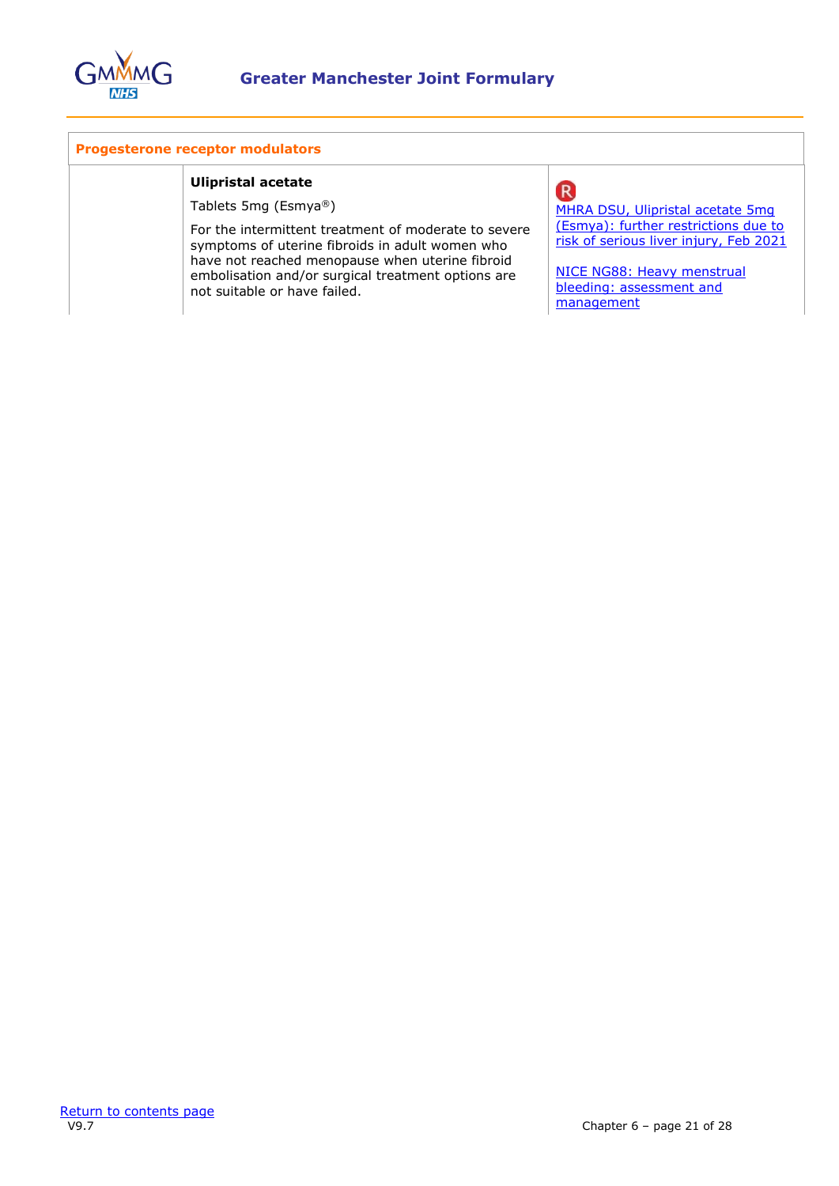| Progesterone receptor modulators | | |
|---|---|---|
| | **Ulipristal acetate**<br>Tablets 5mg (Esmya®)<br>For the intermittent treatment of moderate to severe symptoms of uterine fibroids in adult women who have not reached menopause when uterine fibroid embolisation and/or surgical treatment options are not suitable or have failed. | R<br>MHRA DSU, Ulipristal acetate 5mg (Esmya): further restrictions due to risk of serious liver injury, Feb 2021<br><br>NICE NG88: Heavy menstrual bleeding: assessment and management |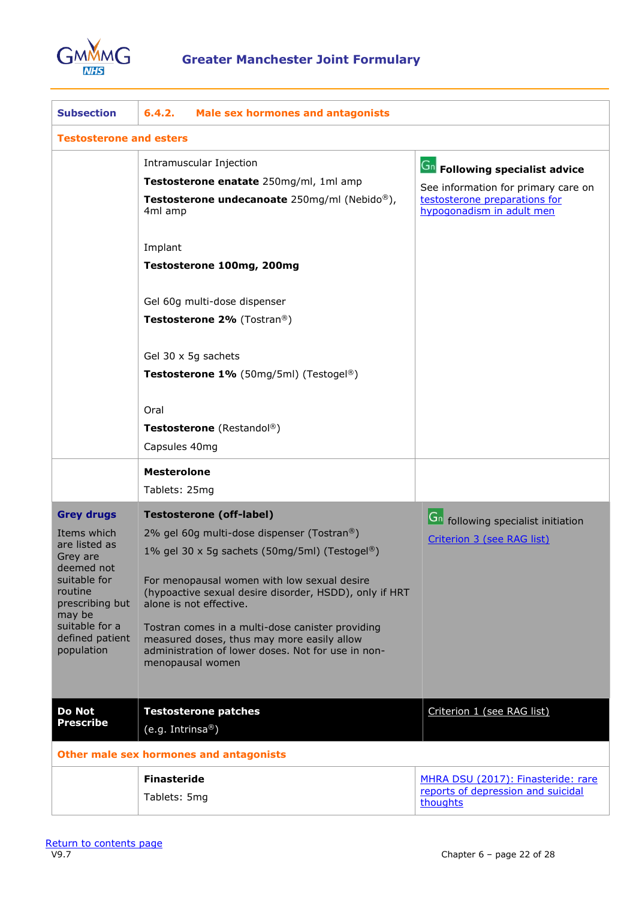| Subsection | 6.4.2. Male sex hormones and antagonists | |
|---|---|---|
| **Testosterone and esters** | | |
| | Intramuscular Injection<br>**Testosterone enatate** 250mg/ml, 1ml amp<br>**Testosterone undecanoate** 250mg/ml (Nebido®), 4ml amp<br><br>Implant<br>**Testosterone 100mg, 200mg**<br><br>Gel 60g multi-dose dispenser<br>**Testosterone 2%** (Tostran®)<br><br>Gel 30 x 5g sachets<br>**Testosterone 1%** (50mg/5ml) (Testogel®)<br><br>Oral<br>**Testosterone** (Restandol®)<br>Capsules 40mg | Gn **Following specialist advice**<br>See information for primary care on testosterone preparations for hypogonadism in adult men |
| | **Mesterolone**<br>Tablets: 25mg | |
| **Grey drugs**<br>Items which are listed as Grey are deemed not suitable for routine prescribing but may be suitable for a defined patient population | **Testosterone (off-label)**<br>2% gel 60g multi-dose dispenser (Tostran®)<br>1% gel 30 x 5g sachets (50mg/5ml) (Testogel®)<br><br>For menopausal women with low sexual desire (hypoactive sexual desire disorder, HSDD), only if HRT alone is not effective.<br><br>Tostran comes in a multi-dose canister providing measured doses, thus may more easily allow administration of lower doses. Not for use in non-menopausal women | Gn following specialist initiation<br>Criterion 3 (see RAG list) |
| **Do Not Prescribe** | **Testosterone patches**<br>(e.g. Intrinsa®) | Criterion 1 (see RAG list) |
| **Other male sex hormones and antagonists** | | |
| | **Finasteride**<br>Tablets: 5mg | MHRA DSU (2017): Finasteride: rare reports of depression and suicidal thoughts |

Return to contents page
V9.7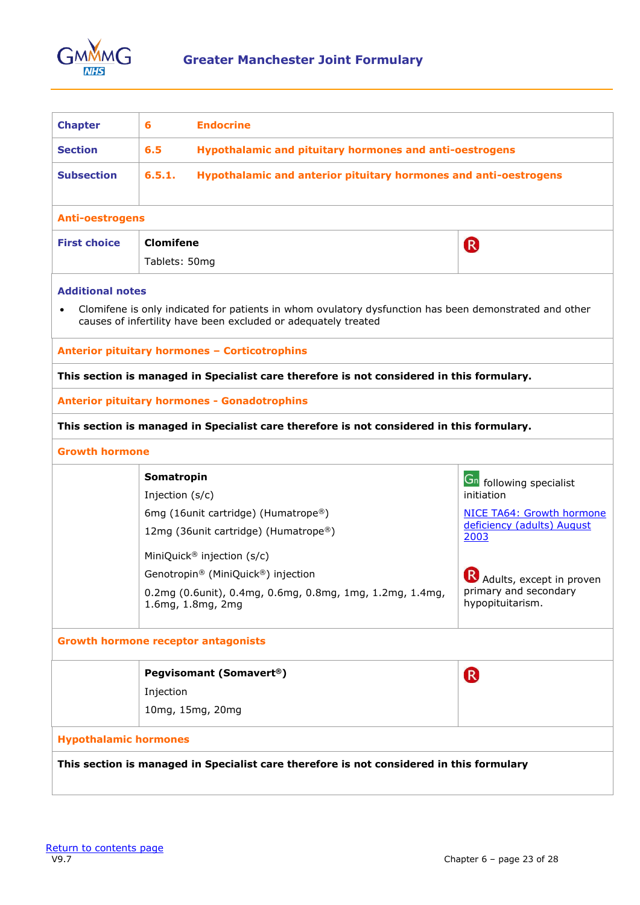| Chapter | 6 | Endocrine |
|---|---|---|
| Section | 6.5 | Hypothalamic and pituitary hormones and anti-oestrogens |
| Subsection | 6.5.1. | Hypothalamic and anterior pituitary hormones and anti-oestrogens |

| **Anti-oestrogens** | | |
|---|---|---|
| **First choice** | **Clomifene**<br>Tablets: 50mg | R |
| **Additional notes**<br>• Clomifene is only indicated for patients in whom ovulatory dysfunction has been demonstrated and other causes of infertility have been excluded or adequately treated | | |
| **Anterior pituitary hormones – Corticotrophins** | | |
| **This section is managed in Specialist care therefore is not considered in this formulary.** | | |
| **Anterior pituitary hormones - Gonadotrophins** | | |
| **This section is managed in Specialist care therefore is not considered in this formulary.** | | |
| **Growth hormone** | | |
| | **Somatropin**<br>Injection (s/c)<br>6mg (16unit cartridge) (Humatrope®)<br>12mg (36unit cartridge) (Humatrope®)<br><br>MiniQuick® injection (s/c)<br>Genotropin® (MiniQuick®) injection<br>0.2mg (0.6unit), 0.4mg, 0.6mg, 0.8mg, 1mg, 1.2mg, 1.4mg, 1.6mg, 1.8mg, 2mg | Gn following specialist initiation<br>NICE TA64: Growth hormone deficiency (adults) August 2003<br><br>R Adults, except in proven primary and secondary hypopituitarism. |
| **Growth hormone receptor antagonists** | | |
| | **Pegvisomant (Somavert®)**<br>Injection<br>10mg, 15mg, 20mg | R |
| **Hypothalamic hormones** | | |
| **This section is managed in Specialist care therefore is not considered in this formulary** | | |

Return to contents page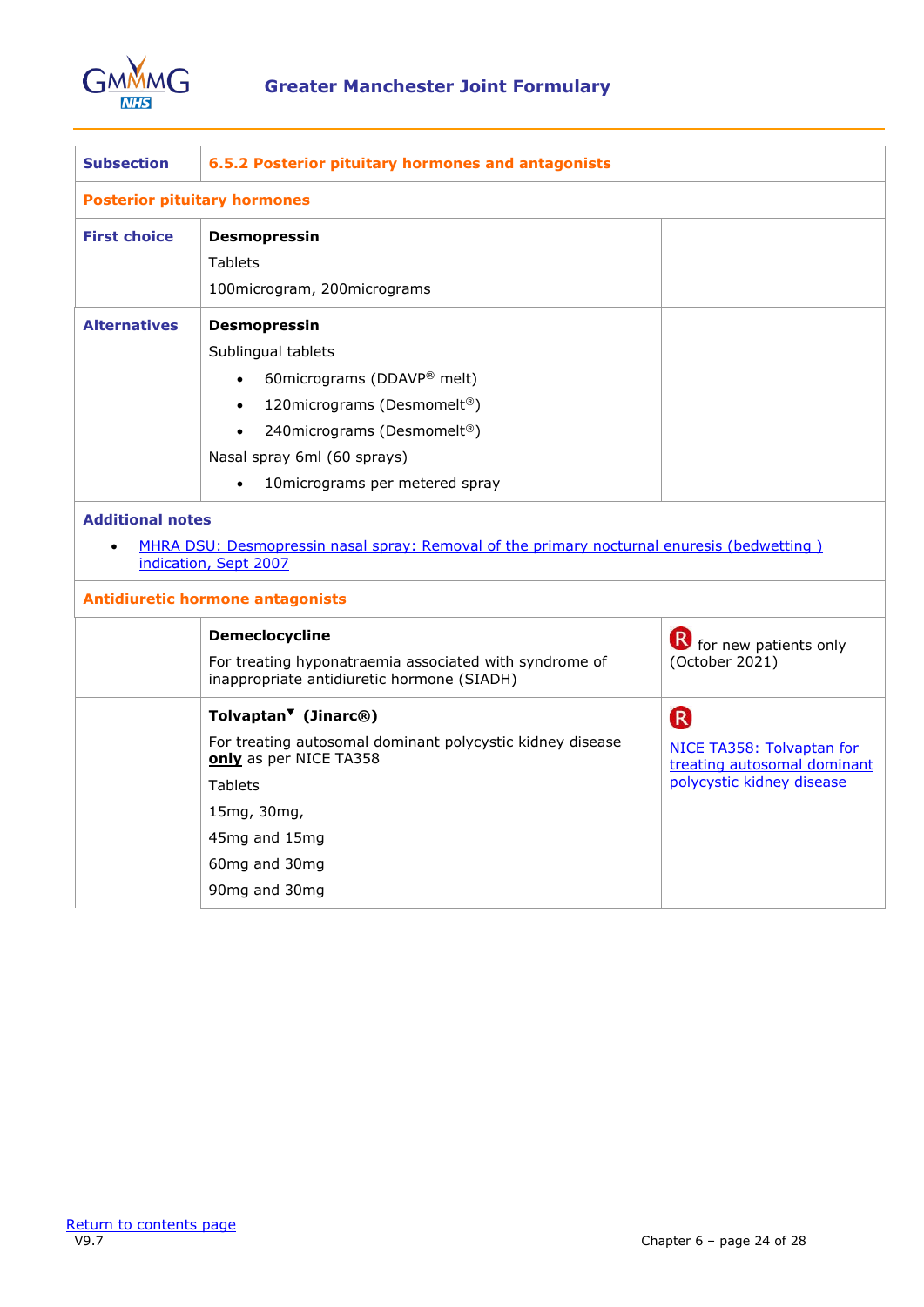| Subsection | 6.5.2 Posterior pituitary hormones and antagonists | |
|---|---|---|
| **Posterior pituitary hormones** | | |
| **First choice** | **Desmopressin**<br>Tablets<br>100microgram, 200micrograms | |
| **Alternatives** | **Desmopressin**<br>Sublingual tablets<br>• 60micrograms (DDAVP® melt)<br>• 120micrograms (Desmomelt®)<br>• 240micrograms (Desmomelt®)<br>Nasal spray 6ml (60 sprays)<br>• 10micrograms per metered spray | |
| **Additional notes**<br>• MHRA DSU: Desmopressin nasal spray: Removal of the primary nocturnal enuresis (bedwetting ) indication, Sept 2007 | | |
| **Antidiuretic hormone antagonists** | | |
| | **Demeclocycline**<br>For treating hyponatraemia associated with syndrome of inappropriate antidiuretic hormone (SIADH) | R for new patients only (October 2021) |
| | **Tolvaptan▼ (Jinarc®)**<br>For treating autosomal dominant polycystic kidney disease **only** as per NICE TA358<br>Tablets<br>15mg, 30mg,<br>45mg and 15mg<br>60mg and 30mg<br>90mg and 30mg | R<br>NICE TA358: Tolvaptan for treating autosomal dominant polycystic kidney disease |

Return to contents page
V9.7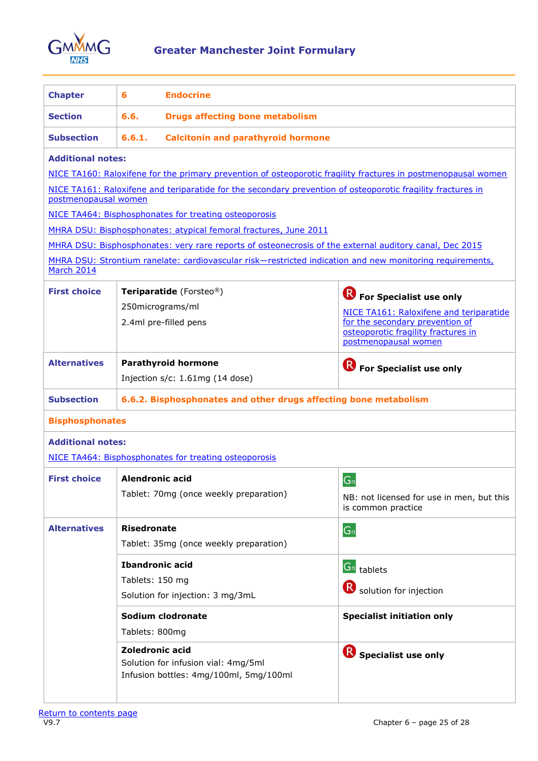# Greater Manchester Joint Formulary

| | | |
|---|---|---|
| **Chapter** | **6** | **Endocrine** |
| **Section** | **6.6.** | **Drugs affecting bone metabolism** |
| **Subsection** | **6.6.1.** | **Calcitonin and parathyroid hormone** |

**Additional notes:**

NICE TA160: Raloxifene for the primary prevention of osteoporotic fragility fractures in postmenopausal women

NICE TA161: Raloxifene and teriparatide for the secondary prevention of osteoporotic fragility fractures in postmenopausal women

NICE TA464: Bisphosphonates for treating osteoporosis

MHRA DSU: Bisphosphonates: atypical femoral fractures, June 2011

MHRA DSU: Bisphosphonates: very rare reports of osteonecrosis of the external auditory canal, Dec 2015

MHRA DSU: Strontium ranelate: cardiovascular risk—restricted indication and new monitoring requirements, March 2014

| | | |
|---|---|---|
| **First choice** | **Teriparatide** (Forsteo®)<br>250micrograms/ml<br>2.4ml pre-filled pens | R **For Specialist use only**<br>NICE TA161: Raloxifene and teriparatide for the secondary prevention of osteoporotic fragility fractures in postmenopausal women |
| **Alternatives** | **Parathyroid hormone**<br>Injection s/c: 1.61mg (14 dose) | R **For Specialist use only** |

**Subsection** **6.6.2. Bisphosphonates and other drugs affecting bone metabolism**

**Bisphosphonates**

**Additional notes:**

NICE TA464: Bisphosphonates for treating osteoporosis

| | | |
|---|---|---|
| **First choice** | **Alendronic acid**<br>Tablet: 70mg (once weekly preparation) | Gn<br>NB: not licensed for use in men, but this is common practice |
| **Alternatives** | **Risedronate**<br>Tablet: 35mg (once weekly preparation) | Gn |
| | **Ibandronic acid**<br>Tablets: 150 mg<br>Solution for injection: 3 mg/3mL | Gn tablets<br>R solution for injection |
| | **Sodium clodronate**<br>Tablets: 800mg | **Specialist initiation only** |
| | **Zoledronic acid**<br>Solution for infusion vial: 4mg/5ml<br>Infusion bottles: 4mg/100ml, 5mg/100ml | R **Specialist use only** |

Return to contents page

V9.7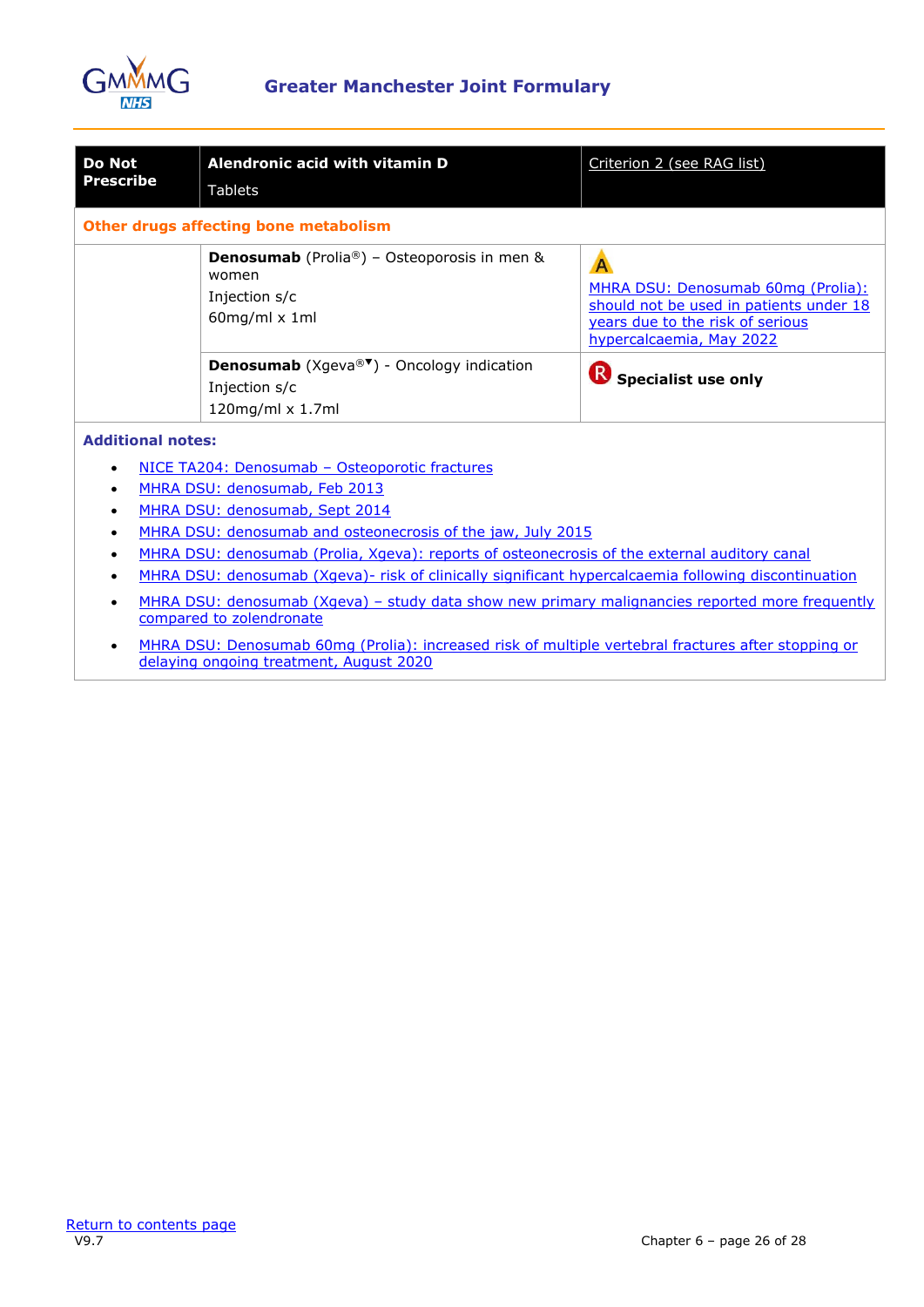| Do Not Prescribe | **Alendronic acid with vitamin D**<br>Tablets | Criterion 2 (see RAG list) |
|---|---|---|
| **Other drugs affecting bone metabolism** | | |
| | **Denosumab** (Prolia®) – Osteoporosis in men & women<br>Injection s/c<br>60mg/ml x 1ml | A<br>MHRA DSU: Denosumab 60mg (Prolia): should not be used in patients under 18 years due to the risk of serious hypercalcaemia, May 2022 |
| | **Denosumab** (Xgeva®▼) - Oncology indication<br>Injection s/c<br>120mg/ml x 1.7ml | R **Specialist use only** |

**Additional notes:**

- NICE TA204: Denosumab – Osteoporotic fractures
- MHRA DSU: denosumab, Feb 2013
- MHRA DSU: denosumab, Sept 2014
- MHRA DSU: denosumab and osteonecrosis of the jaw, July 2015
- MHRA DSU: denosumab (Prolia, Xgeva): reports of osteonecrosis of the external auditory canal
- MHRA DSU: denosumab (Xgeva)- risk of clinically significant hypercalcaemia following discontinuation
- MHRA DSU: denosumab (Xgeva) – study data show new primary malignancies reported more frequently compared to zolendronate
- MHRA DSU: Denosumab 60mg (Prolia): increased risk of multiple vertebral fractures after stopping or delaying ongoing treatment, August 2020

Return to contents page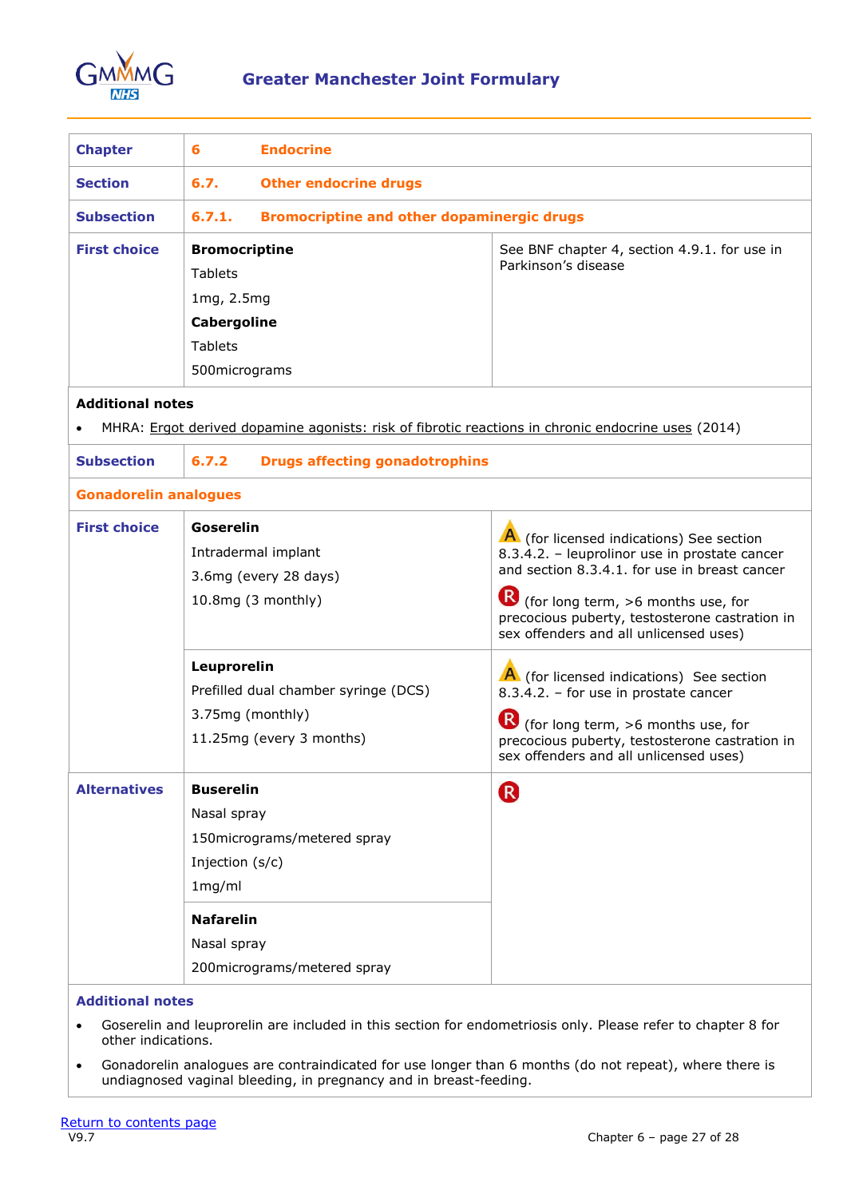| Chapter | 6 Endocrine | |
|---|---|---|
| **Section** | **6.7. Other endocrine drugs** | |
| **Subsection** | **6.7.1. Bromocriptine and other dopaminergic drugs** | |
| **First choice** | **Bromocriptine**<br>Tablets<br>1mg, 2.5mg<br>**Cabergoline**<br>Tablets<br>500micrograms | See BNF chapter 4, section 4.9.1. for use in Parkinson's disease |

**Additional notes**

- MHRA: Ergot derived dopamine agonists: risk of fibrotic reactions in chronic endocrine uses (2014)

| Subsection | 6.7.2 Drugs affecting gonadotrophins | |
|---|---|---|
| **Gonadorelin analogues** | | |
| **First choice** | **Goserelin**<br>Intradermal implant<br>3.6mg (every 28 days)<br>10.8mg (3 monthly) | A (for licensed indications) See section 8.3.4.2. – leuprolinor use in prostate cancer and section 8.3.4.1. for use in breast cancer<br>R (for long term, >6 months use, for precocious puberty, testosterone castration in sex offenders and all unlicensed uses) |
| | **Leuprorelin**<br>Prefilled dual chamber syringe (DCS)<br>3.75mg (monthly)<br>11.25mg (every 3 months) | A (for licensed indications) See section 8.3.4.2. – for use in prostate cancer<br>R (for long term, >6 months use, for precocious puberty, testosterone castration in sex offenders and all unlicensed uses) |
| **Alternatives** | **Buserelin**<br>Nasal spray<br>150micrograms/metered spray<br>Injection (s/c)<br>1mg/ml | R |
| | **Nafarelin**<br>Nasal spray<br>200micrograms/metered spray | |

**Additional notes**

- Goserelin and leuprorelin are included in this section for endometriosis only. Please refer to chapter 8 for other indications.
- Gonadorelin analogues are contraindicated for use longer than 6 months (do not repeat), where there is undiagnosed vaginal bleeding, in pregnancy and in breast-feeding.

Return to contents page

V9.7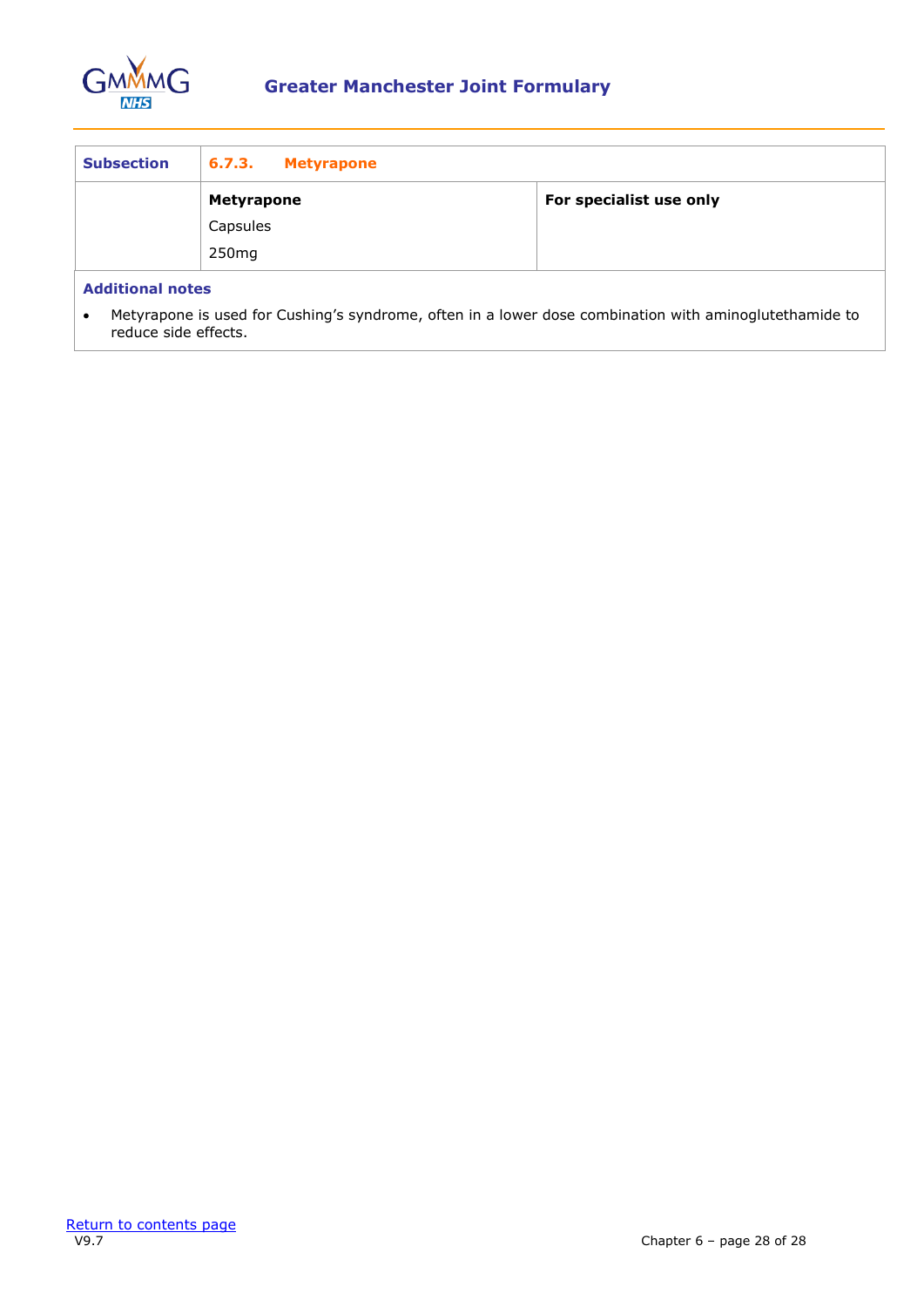| Subsection | 6.7.3. Metyrapone | |
|---|---|---|
| | **Metyrapone**<br>Capsules<br>250mg | **For specialist use only** |

**Additional notes**

- Metyrapone is used for Cushing's syndrome, often in a lower dose combination with aminoglutethamide to reduce side effects.

Return to contents page